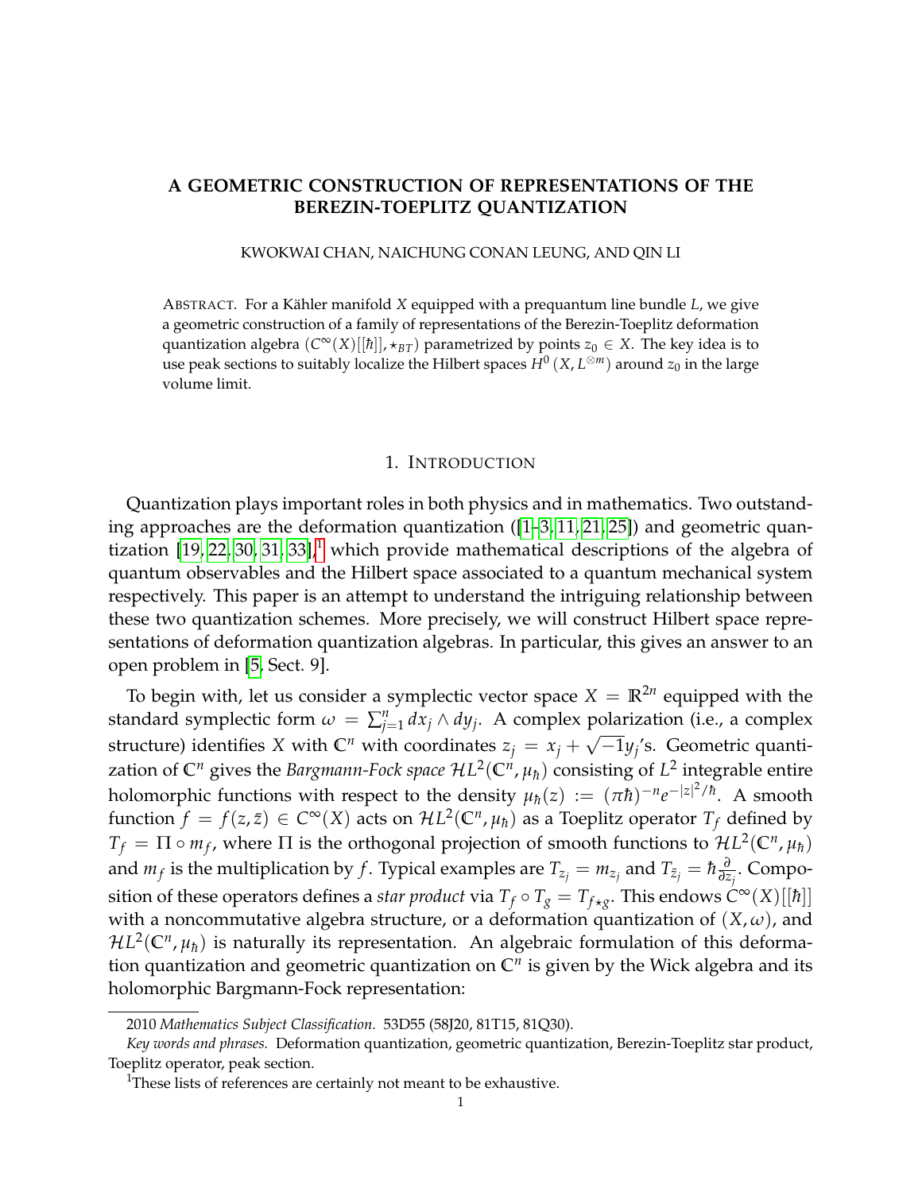# A GEOMETRIC CONSTRUCTION OF REPRESENTATIONS OF THE BEREZIN-TOEPLITZ QUANTIZATION

KWOKWAI CHAN, NAICHUNG CONAN LEUNG, AND QIN LI

ABSTRACT. For a Kähler manifold $X$ equipped with a prequantum line bundle $L$, we give a geometric construction of a family of representations of the Berezin-Toeplitz deformation quantization algebra $(C^\infty(X)[[\hbar]], \star_{BT})$ parametrized by points $z_0 \in X$. The key idea is to use peak sections to suitably localize the Hilbert spaces $H^0(X, L^{\otimes m})$ around $z_0$ in the large volume limit.

## 1. INTRODUCTION

Quantization plays important roles in both physics and in mathematics. Two outstanding approaches are the deformation quantization ([1–3, 11, 21, 25]) and geometric quantization [19, 22, 30, 31, 33],[1] which provide mathematical descriptions of the algebra of quantum observables and the Hilbert space associated to a quantum mechanical system respectively. This paper is an attempt to understand the intriguing relationship between these two quantization schemes. More precisely, we will construct Hilbert space representations of deformation quantization algebras. In particular, this gives an answer to an open problem in [5, Sect. 9].

To begin with, let us consider a symplectic vector space $X = \mathbb{R}^{2n}$ equipped with the standard symplectic form $\omega = \sum_{j=1}^n dx_j \wedge dy_j$. A complex polarization (i.e., a complex structure) identifies $X$ with $\mathbb{C}^n$ with coordinates $z_j = x_j + \sqrt{-1}y_j$'s. Geometric quantization of $\mathbb{C}^n$ gives the *Bargmann-Fock space* $\mathcal{H}L^2(\mathbb{C}^n, \mu_\hbar)$ consisting of $L^2$ integrable entire holomorphic functions with respect to the density $\mu_\hbar(z) := (\pi\hbar)^{-n} e^{-|z|^2/\hbar}$. A smooth function $f = f(z, \bar{z}) \in C^\infty(X)$ acts on $\mathcal{H}L^2(\mathbb{C}^n, \mu_\hbar)$ as a Toeplitz operator $T_f$ defined by $T_f = \Pi \circ m_f$, where $\Pi$ is the orthogonal projection of smooth functions to $\mathcal{H}L^2(\mathbb{C}^n, \mu_\hbar)$ and $m_f$ is the multiplication by $f$. Typical examples are $T_{z_j} = m_{z_j}$ and $T_{\bar{z}_j} = \hbar\frac{\partial}{\partial z_j}$. Composition of these operators defines a *star product* via $T_f \circ T_g = T_{f\star g}$. This endows $C^\infty(X)[[\hbar]]$ with a noncommutative algebra structure, or a deformation quantization of $(X, \omega)$, and $\mathcal{H}L^2(\mathbb{C}^n, \mu_\hbar)$ is naturally its representation. An algebraic formulation of this deformation quantization and geometric quantization on $\mathbb{C}^n$ is given by the Wick algebra and its holomorphic Bargmann-Fock representation:

---

2010 *Mathematics Subject Classification.* 53D55 (58J20, 81T15, 81Q30).

*Key words and phrases.* Deformation quantization, geometric quantization, Berezin-Toeplitz star product, Toeplitz operator, peak section.

[1] These lists of references are certainly not meant to be exhaustive.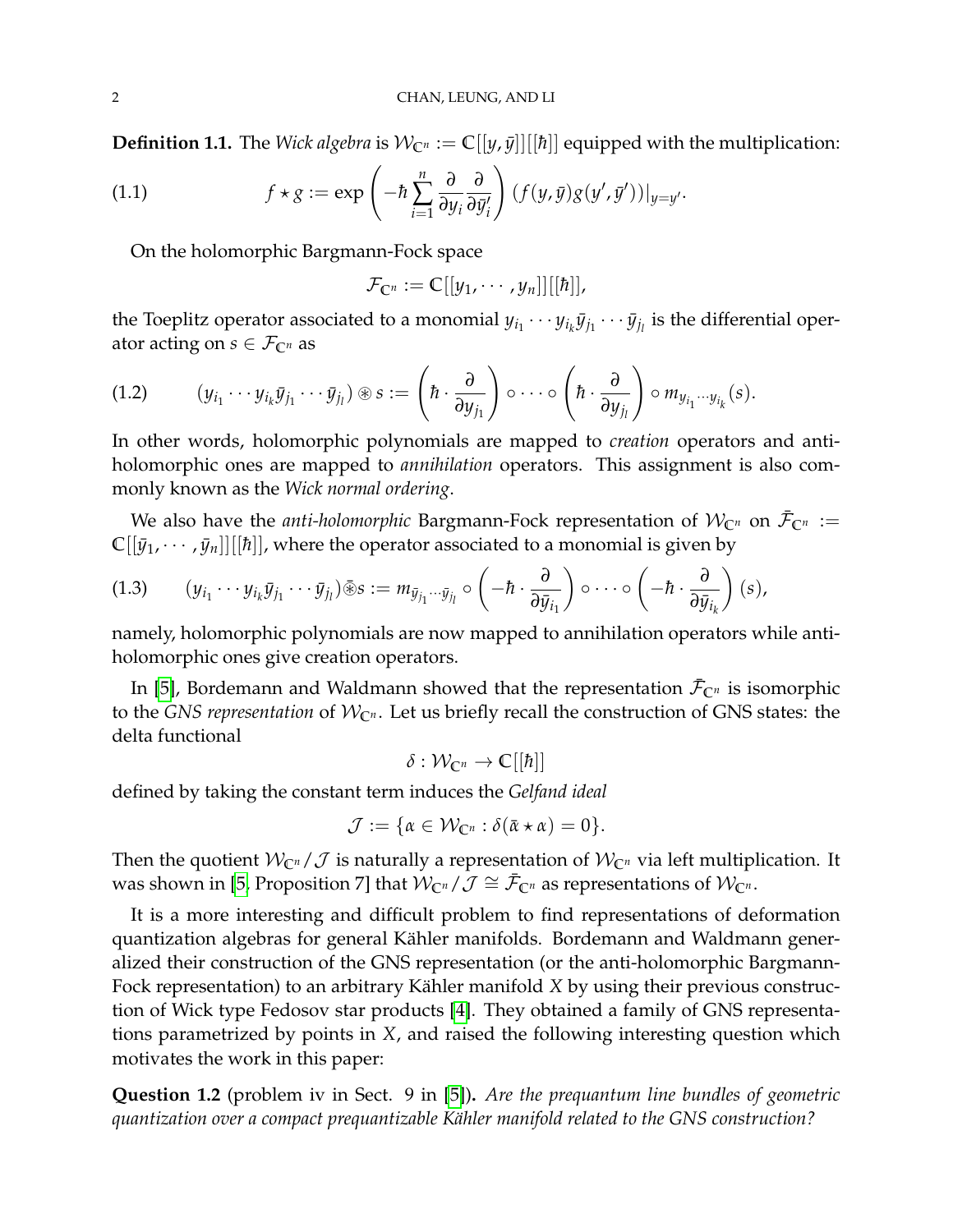**Definition 1.1.** The *Wick algebra* is $\mathcal{W}_{\mathbb{C}^n} := \mathbb{C}[[y, \bar{y}]][[\hbar]]$ equipped with the multiplication:

$$f \star g := \exp\left(-\hbar \sum_{i=1}^{n} \frac{\partial}{\partial y_i} \frac{\partial}{\partial \bar{y}'_i}\right) (f(y, \bar{y}) g(y', \bar{y}'))|_{y=y'}. \tag{1.1}$$

On the holomorphic Bargmann-Fock space

$$\mathcal{F}_{\mathbb{C}^n} := \mathbb{C}[[y_1, \cdots, y_n]][[\hbar]],$$

the Toeplitz operator associated to a monomial $y_{i_1} \cdots y_{i_k} \bar{y}_{j_1} \cdots \bar{y}_{j_l}$ is the differential operator acting on $s \in \mathcal{F}_{\mathbb{C}^n}$ as

$$(y_{i_1} \cdots y_{i_k} \bar{y}_{j_1} \cdots \bar{y}_{j_l}) \circledast s := \left(\hbar \cdot \frac{\partial}{\partial y_{j_1}}\right) \circ \cdots \circ \left(\hbar \cdot \frac{\partial}{\partial y_{j_l}}\right) \circ m_{y_{i_1} \cdots y_{i_k}}(s). \tag{1.2}$$

In other words, holomorphic polynomials are mapped to *creation* operators and anti-holomorphic ones are mapped to *annihilation* operators. This assignment is also commonly known as the *Wick normal ordering*.

We also have the *anti-holomorphic* Bargmann-Fock representation of $\mathcal{W}_{\mathbb{C}^n}$ on $\bar{\mathcal{F}}_{\mathbb{C}^n} := \mathbb{C}[[\bar{y}_1, \cdots, \bar{y}_n]][[\hbar]]$, where the operator associated to a monomial is given by

$$(y_{i_1} \cdots y_{i_k} \bar{y}_{j_1} \cdots \bar{y}_{j_l}) \bar{\circledast} s := m_{\bar{y}_{j_1} \cdots \bar{y}_{j_l}} \circ \left(-\hbar \cdot \frac{\partial}{\partial \bar{y}_{i_1}}\right) \circ \cdots \circ \left(-\hbar \cdot \frac{\partial}{\partial \bar{y}_{i_k}}\right)(s), \tag{1.3}$$

namely, holomorphic polynomials are now mapped to annihilation operators while anti-holomorphic ones give creation operators.

In [5], Bordemann and Waldmann showed that the representation $\bar{\mathcal{F}}_{\mathbb{C}^n}$ is isomorphic to the *GNS representation* of $\mathcal{W}_{\mathbb{C}^n}$. Let us briefly recall the construction of GNS states: the delta functional

$$\delta : \mathcal{W}_{\mathbb{C}^n} \to \mathbb{C}[[\hbar]]$$

defined by taking the constant term induces the *Gelfand ideal*

$$\mathcal{J} := \{\alpha \in \mathcal{W}_{\mathbb{C}^n} : \delta(\bar{\alpha} \star \alpha) = 0\}.$$

Then the quotient $\mathcal{W}_{\mathbb{C}^n}/\mathcal{J}$ is naturally a representation of $\mathcal{W}_{\mathbb{C}^n}$ via left multiplication. It was shown in [5, Proposition 7] that $\mathcal{W}_{\mathbb{C}^n}/\mathcal{J} \cong \bar{\mathcal{F}}_{\mathbb{C}^n}$ as representations of $\mathcal{W}_{\mathbb{C}^n}$.

It is a more interesting and difficult problem to find representations of deformation quantization algebras for general Kähler manifolds. Bordemann and Waldmann generalized their construction of the GNS representation (or the anti-holomorphic Bargmann-Fock representation) to an arbitrary Kähler manifold $X$ by using their previous construction of Wick type Fedosov star products [4]. They obtained a family of GNS representations parametrized by points in $X$, and raised the following interesting question which motivates the work in this paper:

**Question 1.2** (problem iv in Sect. 9 in [5]). *Are the prequantum line bundles of geometric quantization over a compact prequantizable Kähler manifold related to the GNS construction?*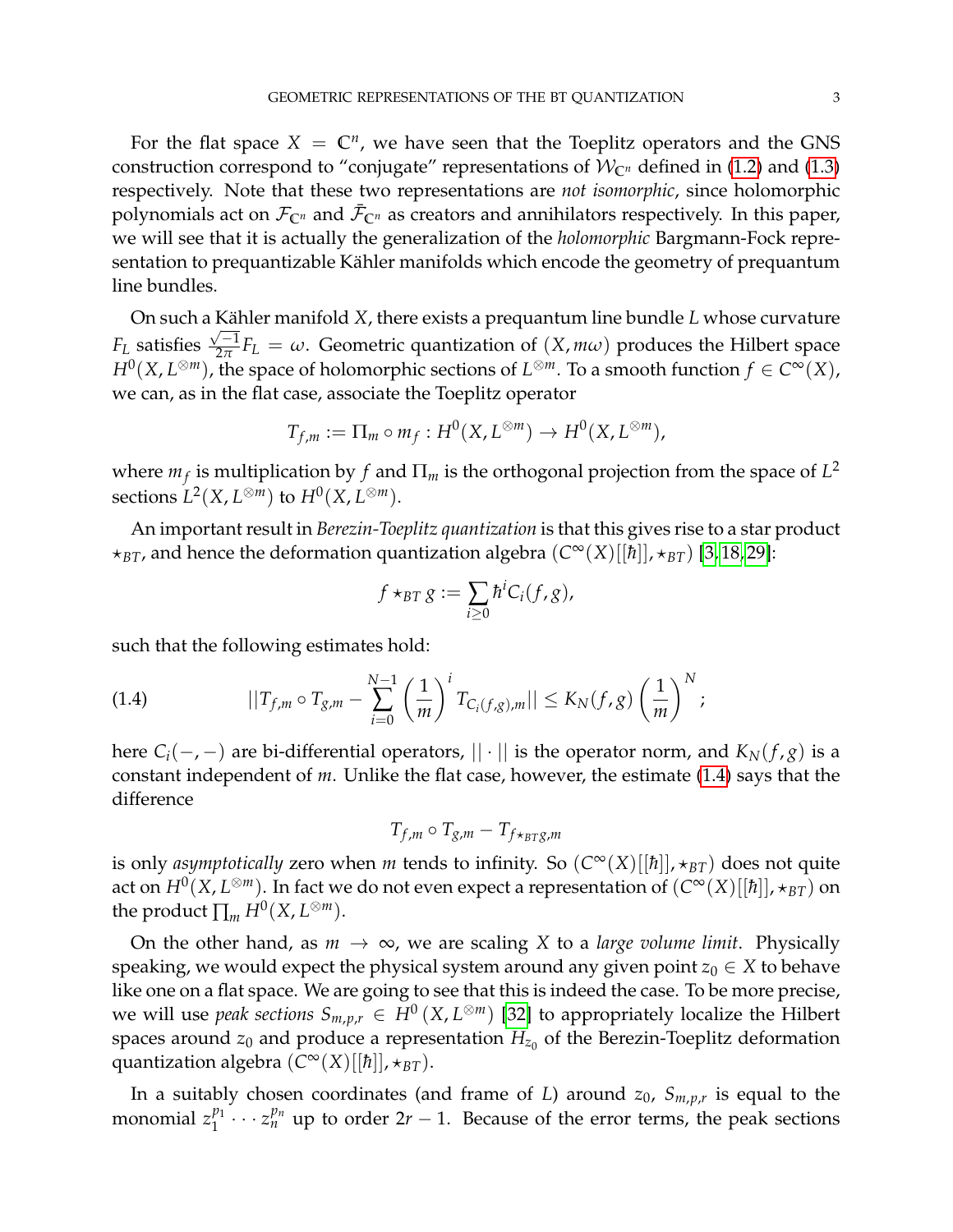For the flat space $X = \mathbb{C}^n$, we have seen that the Toeplitz operators and the GNS construction correspond to "conjugate" representations of $\mathcal{W}_{\mathbb{C}^n}$ defined in (1.2) and (1.3) respectively. Note that these two representations are *not isomorphic*, since holomorphic polynomials act on $\mathcal{F}_{\mathbb{C}^n}$ and $\bar{\mathcal{F}}_{\mathbb{C}^n}$ as creators and annihilators respectively. In this paper, we will see that it is actually the generalization of the *holomorphic* Bargmann-Fock representation to prequantizable Kähler manifolds which encode the geometry of prequantum line bundles.

On such a Kähler manifold $X$, there exists a prequantum line bundle $L$ whose curvature $F_L$ satisfies $\frac{\sqrt{-1}}{2\pi}F_L = \omega$. Geometric quantization of $(X, m\omega)$ produces the Hilbert space $H^0(X, L^{\otimes m})$, the space of holomorphic sections of $L^{\otimes m}$. To a smooth function $f \in C^\infty(X)$, we can, as in the flat case, associate the Toeplitz operator

$$T_{f,m} := \Pi_m \circ m_f : H^0(X, L^{\otimes m}) \to H^0(X, L^{\otimes m}),$$

where $m_f$ is multiplication by $f$ and $\Pi_m$ is the orthogonal projection from the space of $L^2$ sections $L^2(X, L^{\otimes m})$ to $H^0(X, L^{\otimes m})$.

An important result in *Berezin-Toeplitz quantization* is that this gives rise to a star product $\star_{BT}$, and hence the deformation quantization algebra $(C^\infty(X)[[\hbar]], \star_{BT})$ [3, 18, 29]:

$$f \star_{BT} g := \sum_{i \geq 0} \hbar^i C_i(f, g),$$

such that the following estimates hold:

$$||T_{f,m} \circ T_{g,m} - \sum_{i=0}^{N-1} \left(\frac{1}{m}\right)^i T_{C_i(f,g),m}|| \leq K_N(f,g) \left(\frac{1}{m}\right)^N ; \tag{1.4}$$

here $C_i(-,-)$ are bi-differential operators, $||\cdot||$ is the operator norm, and $K_N(f,g)$ is a constant independent of $m$. Unlike the flat case, however, the estimate (1.4) says that the difference

$$T_{f,m} \circ T_{g,m} - T_{f \star_{BT} g, m}$$

is only *asymptotically* zero when $m$ tends to infinity. So $(C^\infty(X)[[\hbar]], \star_{BT})$ does not quite act on $H^0(X, L^{\otimes m})$. In fact we do not even expect a representation of $(C^\infty(X)[[\hbar]], \star_{BT})$ on the product $\prod_m H^0(X, L^{\otimes m})$.

On the other hand, as $m \to \infty$, we are scaling $X$ to a *large volume limit*. Physically speaking, we would expect the physical system around any given point $z_0 \in X$ to behave like one on a flat space. We are going to see that this is indeed the case. To be more precise, we will use *peak sections* $S_{m,p,r} \in H^0(X, L^{\otimes m})$ [32] to appropriately localize the Hilbert spaces around $z_0$ and produce a representation $H_{z_0}$ of the Berezin-Toeplitz deformation quantization algebra $(C^\infty(X)[[\hbar]], \star_{BT})$.

In a suitably chosen coordinates (and frame of $L$) around $z_0$, $S_{m,p,r}$ is equal to the monomial $z_1^{p_1} \cdots z_n^{p_n}$ up to order $2r - 1$. Because of the error terms, the peak sections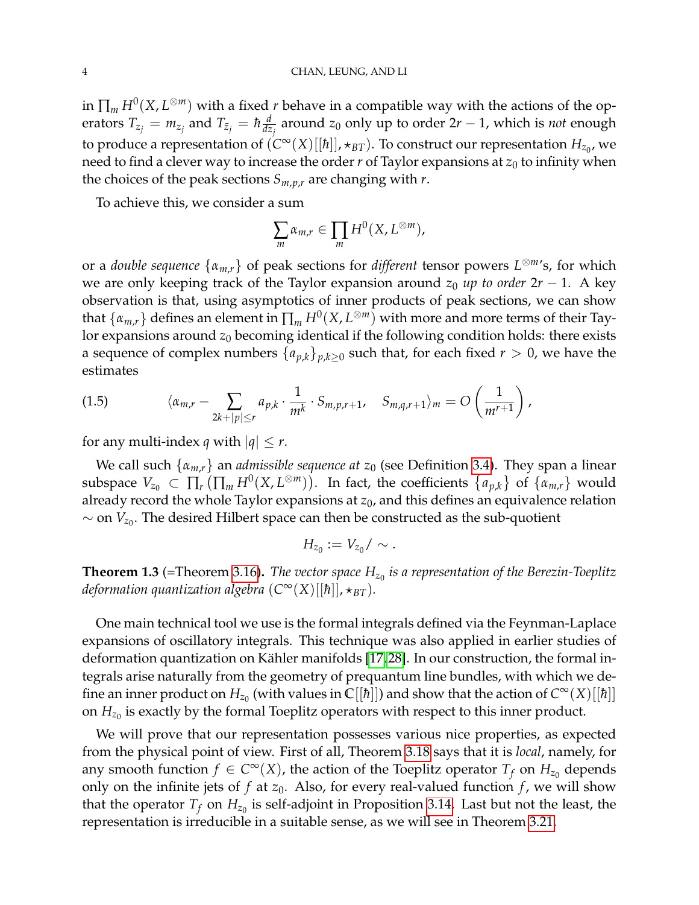in $\prod_m H^0(X, L^{\otimes m})$ with a fixed $r$ behave in a compatible way with the actions of the operators $T_{z_j} = m_{z_j}$ and $T_{\bar{z}_j} = \hbar \frac{d}{dz_j}$ around $z_0$ only up to order $2r-1$, which is *not* enough to produce a representation of $(C^\infty(X)[[\hbar]], \star_{BT})$. To construct our representation $H_{z_0}$, we need to find a clever way to increase the order $r$ of Taylor expansions at $z_0$ to infinity when the choices of the peak sections $S_{m,p,r}$ are changing with $r$.

To achieve this, we consider a sum

$$\sum_m \alpha_{m,r} \in \prod_m H^0(X, L^{\otimes m}),$$

or a *double sequence* $\{\alpha_{m,r}\}$ of peak sections for *different* tensor powers $L^{\otimes m}$'s, for which we are only keeping track of the Taylor expansion around $z_0$ *up to order* $2r-1$. A key observation is that, using asymptotics of inner products of peak sections, we can show that $\{\alpha_{m,r}\}$ defines an element in $\prod_m H^0(X, L^{\otimes m})$ with more and more terms of their Taylor expansions around $z_0$ becoming identical if the following condition holds: there exists a sequence of complex numbers $\{a_{p,k}\}_{p,k\geq 0}$ such that, for each fixed $r > 0$, we have the estimates

$$\langle \alpha_{m,r} - \sum_{2k+|p|\leq r} a_{p,k} \cdot \frac{1}{m^k} \cdot S_{m,p,r+1}, \quad S_{m,q,r+1} \rangle_m = O\left(\frac{1}{m^{r+1}}\right), \tag{1.5}$$

for any multi-index $q$ with $|q| \leq r$.

We call such $\{\alpha_{m,r}\}$ an *admissible sequence at* $z_0$ (see Definition 3.4). They span a linear subspace $V_{z_0} \subset \prod_r \left(\prod_m H^0(X, L^{\otimes m})\right)$. In fact, the coefficients $\{a_{p,k}\}$ of $\{\alpha_{m,r}\}$ would already record the whole Taylor expansions at $z_0$, and this defines an equivalence relation $\sim$ on $V_{z_0}$. The desired Hilbert space can then be constructed as the sub-quotient

$$H_{z_0} := V_{z_0} / \sim .$$

**Theorem 1.3** (=Theorem 3.16)**.** *The vector space $H_{z_0}$ is a representation of the Berezin-Toeplitz deformation quantization algebra $(C^\infty(X)[[\hbar]], \star_{BT})$.*

One main technical tool we use is the formal integrals defined via the Feynman-Laplace expansions of oscillatory integrals. This technique was also applied in earlier studies of deformation quantization on Kähler manifolds [17,28]. In our construction, the formal integrals arise naturally from the geometry of prequantum line bundles, with which we define an inner product on $H_{z_0}$ (with values in $\mathbb{C}[[\hbar]]$) and show that the action of $C^\infty(X)[[\hbar]]$ on $H_{z_0}$ is exactly by the formal Toeplitz operators with respect to this inner product.

We will prove that our representation possesses various nice properties, as expected from the physical point of view. First of all, Theorem 3.18 says that it is *local*, namely, for any smooth function $f \in C^\infty(X)$, the action of the Toeplitz operator $T_f$ on $H_{z_0}$ depends only on the infinite jets of $f$ at $z_0$. Also, for every real-valued function $f$, we will show that the operator $T_f$ on $H_{z_0}$ is self-adjoint in Proposition 3.14. Last but not the least, the representation is irreducible in a suitable sense, as we will see in Theorem 3.21.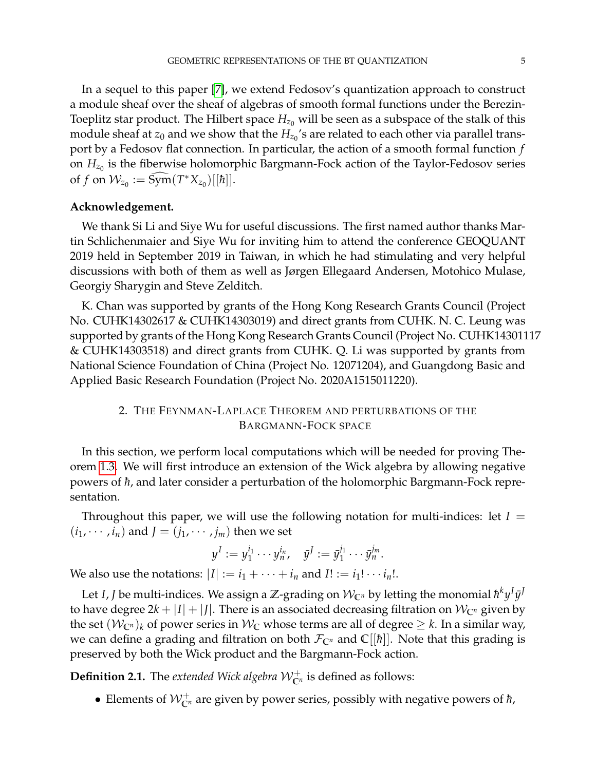In a sequel to this paper [7], we extend Fedosov's quantization approach to construct a module sheaf over the sheaf of algebras of smooth formal functions under the Berezin-Toeplitz star product. The Hilbert space $H_{z_0}$ will be seen as a subspace of the stalk of this module sheaf at $z_0$ and we show that the $H_{z_0}$'s are related to each other via parallel transport by a Fedosov flat connection. In particular, the action of a smooth formal function $f$ on $H_{z_0}$ is the fiberwise holomorphic Bargmann-Fock action of the Taylor-Fedosov series of $f$ on $\mathcal{W}_{z_0} := \widehat{\mathrm{Sym}}(T^*X_{z_0})[[\hbar]]$.

**Acknowledgement.**

We thank Si Li and Siye Wu for useful discussions. The first named author thanks Martin Schlichenmaier and Siye Wu for inviting him to attend the conference GEOQUANT 2019 held in September 2019 in Taiwan, in which he had stimulating and very helpful discussions with both of them as well as Jørgen Ellegaard Andersen, Motohico Mulase, Georgiy Sharygin and Steve Zelditch.

K. Chan was supported by grants of the Hong Kong Research Grants Council (Project No. CUHK14302617 & CUHK14303019) and direct grants from CUHK. N. C. Leung was supported by grants of the Hong Kong Research Grants Council (Project No. CUHK14301117 & CUHK14303518) and direct grants from CUHK. Q. Li was supported by grants from National Science Foundation of China (Project No. 12071204), and Guangdong Basic and Applied Basic Research Foundation (Project No. 2020A1515011220).

## 2. The Feynman-Laplace Theorem and perturbations of the Bargmann-Fock space

In this section, we perform local computations which will be needed for proving Theorem 1.3. We will first introduce an extension of the Wick algebra by allowing negative powers of $\hbar$, and later consider a perturbation of the holomorphic Bargmann-Fock representation.

Throughout this paper, we will use the following notation for multi-indices: let $I = (i_1, \cdots, i_n)$ and $J = (j_1, \cdots, j_m)$ then we set

$$y^I := y_1^{i_1} \cdots y_n^{i_n}, \quad \bar{y}^J := \bar{y}_1^{j_1} \cdots \bar{y}_n^{j_m}.$$

We also use the notations: $|I| := i_1 + \cdots + i_n$ and $I! := i_1! \cdots i_n!$.

Let $I, J$ be multi-indices. We assign a $\mathbb{Z}$-grading on $\mathcal{W}_{\mathbb{C}^n}$ by letting the monomial $\hbar^k y^I \bar{y}^J$ to have degree $2k + |I| + |J|$. There is an associated decreasing filtration on $\mathcal{W}_{\mathbb{C}^n}$ given by the set $(\mathcal{W}_{\mathbb{C}^n})_k$ of power series in $\mathcal{W}_{\mathbb{C}}$ whose terms are all of degree $\geq k$. In a similar way, we can define a grading and filtration on both $\mathcal{F}_{\mathbb{C}^n}$ and $\mathbb{C}[[\hbar]]$. Note that this grading is preserved by both the Wick product and the Bargmann-Fock action.

**Definition 2.1.** The *extended Wick algebra* $\mathcal{W}^+_{\mathbb{C}^n}$ is defined as follows:

- Elements of $\mathcal{W}^+_{\mathbb{C}^n}$ are given by power series, possibly with negative powers of $\hbar$,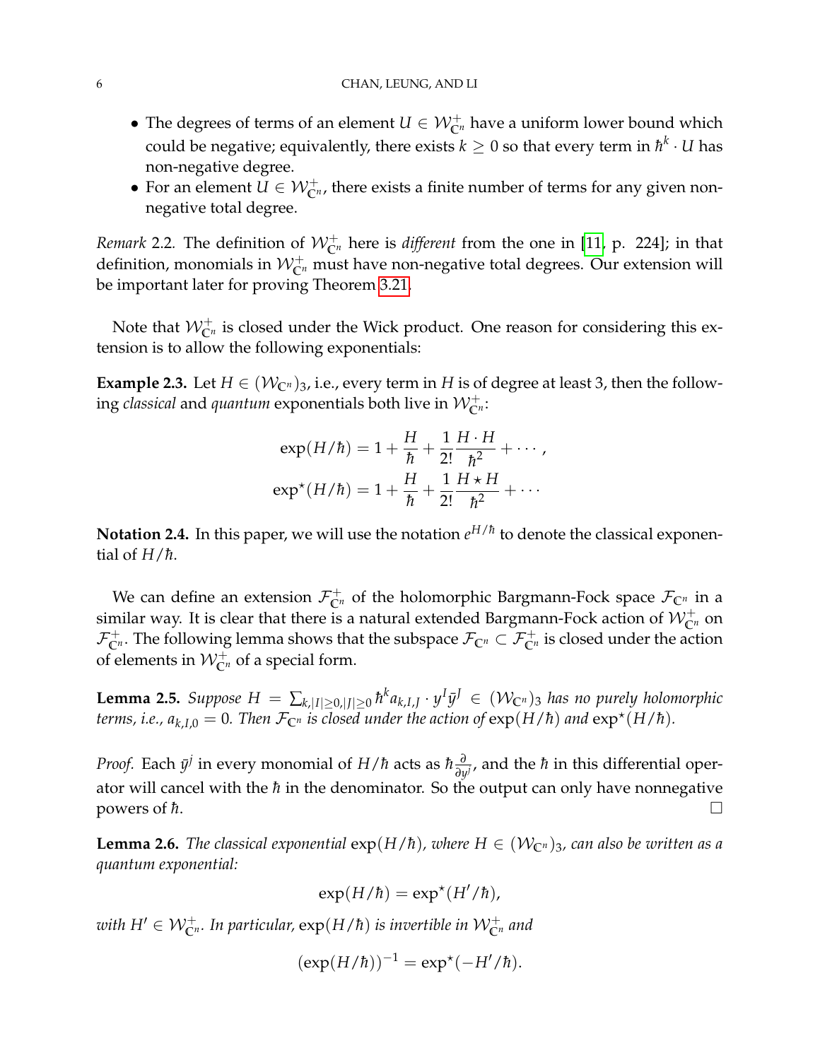- The degrees of terms of an element $U \in \mathcal{W}^+_{\mathbb{C}^n}$ have a uniform lower bound which could be negative; equivalently, there exists $k \geq 0$ so that every term in $\hbar^k \cdot U$ has non-negative degree.
- For an element $U \in \mathcal{W}^+_{\mathbb{C}^n}$, there exists a finite number of terms for any given non-negative total degree.

*Remark* 2.2. The definition of $\mathcal{W}^+_{\mathbb{C}^n}$ here is *different* from the one in [11, p. 224]; in that definition, monomials in $\mathcal{W}^+_{\mathbb{C}^n}$ must have non-negative total degrees. Our extension will be important later for proving Theorem 3.21.

Note that $\mathcal{W}^+_{\mathbb{C}^n}$ is closed under the Wick product. One reason for considering this extension is to allow the following exponentials:

**Example 2.3.** Let $H \in (\mathcal{W}_{\mathbb{C}^n})_3$, i.e., every term in $H$ is of degree at least 3, then the following *classical* and *quantum* exponentials both live in $\mathcal{W}^+_{\mathbb{C}^n}$:

$$\exp(H/\hbar) = 1 + \frac{H}{\hbar} + \frac{1}{2!}\frac{H \cdot H}{\hbar^2} + \cdots,$$
$$\exp^\star(H/\hbar) = 1 + \frac{H}{\hbar} + \frac{1}{2!}\frac{H \star H}{\hbar^2} + \cdots$$

**Notation 2.4.** In this paper, we will use the notation $e^{H/\hbar}$ to denote the classical exponential of $H/\hbar$.

We can define an extension $\mathcal{F}^+_{\mathbb{C}^n}$ of the holomorphic Bargmann-Fock space $\mathcal{F}_{\mathbb{C}^n}$ in a similar way. It is clear that there is a natural extended Bargmann-Fock action of $\mathcal{W}^+_{\mathbb{C}^n}$ on $\mathcal{F}^+_{\mathbb{C}^n}$. The following lemma shows that the subspace $\mathcal{F}_{\mathbb{C}^n} \subset \mathcal{F}^+_{\mathbb{C}^n}$ is closed under the action of elements in $\mathcal{W}^+_{\mathbb{C}^n}$ of a special form.

**Lemma 2.5.** *Suppose $H = \sum_{k,|I|\geq 0,|J|\geq 0} \hbar^k a_{k,I,J} \cdot y^I \bar{y}^J \in (\mathcal{W}_{\mathbb{C}^n})_3$ has no purely holomorphic terms, i.e., $a_{k,I,0} = 0$. Then $\mathcal{F}_{\mathbb{C}^n}$ is closed under the action of $\exp(H/\hbar)$ and $\exp^\star(H/\hbar)$.*

*Proof.* Each $\bar{y}^j$ in every monomial of $H/\hbar$ acts as $\hbar \frac{\partial}{\partial y^j}$, and the $\hbar$ in this differential operator will cancel with the $\hbar$ in the denominator. So the output can only have nonnegative powers of $\hbar$. $\square$

**Lemma 2.6.** *The classical exponential $\exp(H/\hbar)$, where $H \in (\mathcal{W}_{\mathbb{C}^n})_3$, can also be written as a quantum exponential:*

$$\exp(H/\hbar) = \exp^\star(H'/\hbar),$$

*with $H' \in \mathcal{W}^+_{\mathbb{C}^n}$. In particular, $\exp(H/\hbar)$ is invertible in $\mathcal{W}^+_{\mathbb{C}^n}$ and*

$$(\exp(H/\hbar))^{-1} = \exp^\star(-H'/\hbar).$$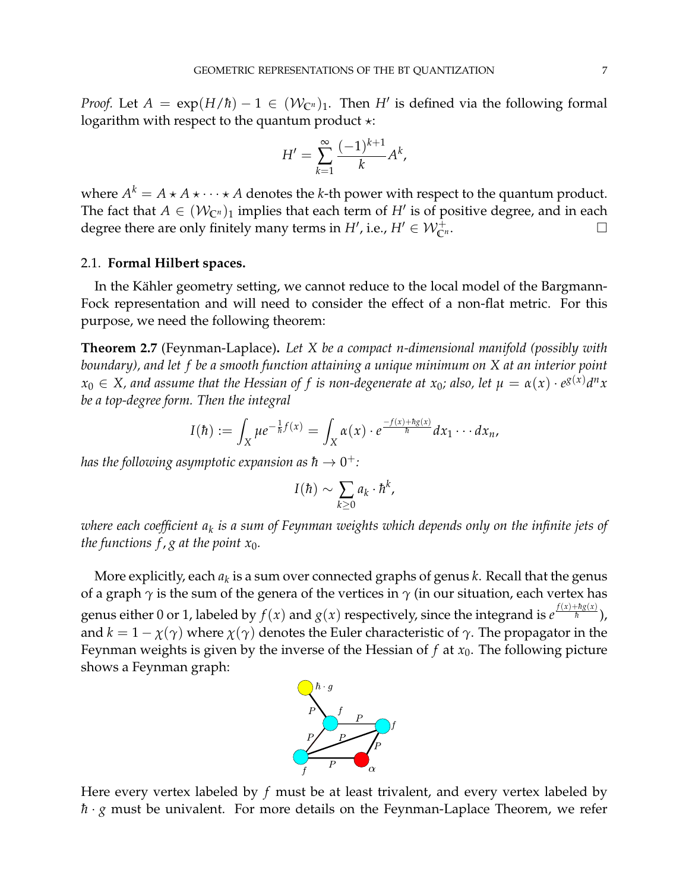*Proof.* Let $A = \exp(H/\hbar) - 1 \in (\mathcal{W}_{\mathbb{C}^n})_1$. Then $H'$ is defined via the following formal logarithm with respect to the quantum product $\star$:

$$H' = \sum_{k=1}^{\infty} \frac{(-1)^{k+1}}{k} A^k,$$

where $A^k = A \star A \star \cdots \star A$ denotes the $k$-th power with respect to the quantum product. The fact that $A \in (\mathcal{W}_{\mathbb{C}^n})_1$ implies that each term of $H'$ is of positive degree, and in each degree there are only finitely many terms in $H'$, i.e., $H' \in \mathcal{W}^+_{\mathbb{C}^n}$. $\square$

## 2.1. **Formal Hilbert spaces.**

In the Kähler geometry setting, we cannot reduce to the local model of the Bargmann-Fock representation and will need to consider the effect of a non-flat metric. For this purpose, we need the following theorem:

**Theorem 2.7** (Feynman-Laplace)**.** *Let $X$ be a compact $n$-dimensional manifold (possibly with boundary), and let $f$ be a smooth function attaining a unique minimum on $X$ at an interior point $x_0 \in X$, and assume that the Hessian of $f$ is non-degenerate at $x_0$; also, let $\mu = \alpha(x) \cdot e^{g(x)} d^n x$ be a top-degree form. Then the integral*

$$I(\hbar) := \int_X \mu e^{-\frac{1}{\hbar} f(x)} = \int_X \alpha(x) \cdot e^{\frac{-f(x) + \hbar g(x)}{\hbar}} dx_1 \cdots dx_n,$$

*has the following asymptotic expansion as $\hbar \to 0^+$:*

$$I(\hbar) \sim \sum_{k \geq 0} a_k \cdot \hbar^k,$$

*where each coefficient $a_k$ is a sum of Feynman weights which depends only on the infinite jets of the functions $f, g$ at the point $x_0$.*

More explicitly, each $a_k$ is a sum over connected graphs of genus $k$. Recall that the genus of a graph $\gamma$ is the sum of the genera of the vertices in $\gamma$ (in our situation, each vertex has genus either 0 or 1, labeled by $f(x)$ and $g(x)$ respectively, since the integrand is $e^{\frac{f(x)+\hbar g(x)}{\hbar}}$), and $k = 1 - \chi(\gamma)$ where $\chi(\gamma)$ denotes the Euler characteristic of $\gamma$. The propagator in the Feynman weights is given by the inverse of the Hessian of $f$ at $x_0$. The following picture shows a Feynman graph:

Here every vertex labeled by $f$ must be at least trivalent, and every vertex labeled by $\hbar \cdot g$ must be univalent. For more details on the Feynman-Laplace Theorem, we refer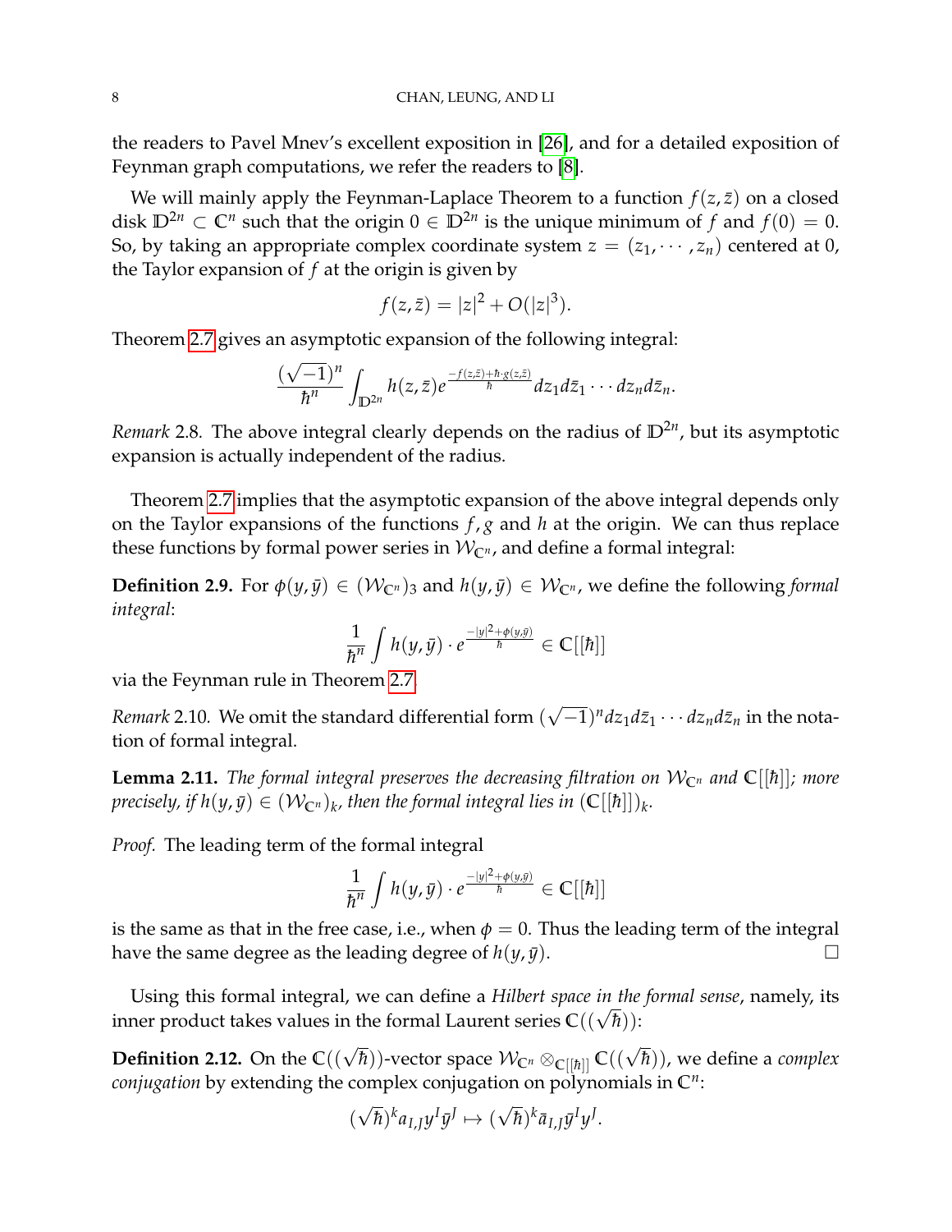the readers to Pavel Mnev's excellent exposition in [26], and for a detailed exposition of Feynman graph computations, we refer the readers to [8].

We will mainly apply the Feynman-Laplace Theorem to a function $f(z,\bar{z})$ on a closed disk $\mathbb{D}^{2n} \subset \mathbb{C}^n$ such that the origin $0 \in \mathbb{D}^{2n}$ is the unique minimum of $f$ and $f(0) = 0$. So, by taking an appropriate complex coordinate system $z = (z_1, \cdots, z_n)$ centered at 0, the Taylor expansion of $f$ at the origin is given by

$$f(z,\bar{z}) = |z|^2 + O(|z|^3).$$

Theorem 2.7 gives an asymptotic expansion of the following integral:

$$\frac{(\sqrt{-1})^n}{\hbar^n} \int_{\mathbb{D}^{2n}} h(z,\bar{z}) e^{\frac{-f(z,\bar{z})+\hbar\cdot g(z,\bar{z})}{\hbar}} dz_1 d\bar{z}_1 \cdots dz_n d\bar{z}_n.$$

*Remark* 2.8. The above integral clearly depends on the radius of $\mathbb{D}^{2n}$, but its asymptotic expansion is actually independent of the radius.

Theorem 2.7 implies that the asymptotic expansion of the above integral depends only on the Taylor expansions of the functions $f, g$ and $h$ at the origin. We can thus replace these functions by formal power series in $\mathcal{W}_{\mathbb{C}^n}$, and define a formal integral:

**Definition 2.9.** For $\phi(y,\bar{y}) \in (\mathcal{W}_{\mathbb{C}^n})_3$ and $h(y,\bar{y}) \in \mathcal{W}_{\mathbb{C}^n}$, we define the following *formal integral*:

$$\frac{1}{\hbar^n} \int h(y,\bar{y}) \cdot e^{\frac{-|y|^2+\phi(y,\bar{y})}{\hbar}} \in \mathbb{C}[[\hbar]]$$

via the Feynman rule in Theorem 2.7.

*Remark* 2.10. We omit the standard differential form $(\sqrt{-1})^n dz_1 d\bar{z}_1 \cdots dz_n d\bar{z}_n$ in the notation of formal integral.

**Lemma 2.11.** *The formal integral preserves the decreasing filtration on $\mathcal{W}_{\mathbb{C}^n}$ and $\mathbb{C}[[\hbar]]$; more precisely, if $h(y,\bar{y}) \in (\mathcal{W}_{\mathbb{C}^n})_k$, then the formal integral lies in $(\mathbb{C}[[\hbar]])_k$.*

*Proof.* The leading term of the formal integral

$$\frac{1}{\hbar^n} \int h(y,\bar{y}) \cdot e^{\frac{-|y|^2+\phi(y,\bar{y})}{\hbar}} \in \mathbb{C}[[\hbar]]$$

is the same as that in the free case, i.e., when $\phi = 0$. Thus the leading term of the integral have the same degree as the leading degree of $h(y,\bar{y})$. □

Using this formal integral, we can define a *Hilbert space in the formal sense*, namely, its inner product takes values in the formal Laurent series $\mathbb{C}((\sqrt{\hbar}))$:

**Definition 2.12.** On the $\mathbb{C}((\sqrt{\hbar}))$-vector space $\mathcal{W}_{\mathbb{C}^n} \otimes_{\mathbb{C}[[\hbar]]} \mathbb{C}((\sqrt{\hbar}))$, we define a *complex conjugation* by extending the complex conjugation on polynomials in $\mathbb{C}^n$:

$$(\sqrt{\hbar})^k a_{I,J} y^I \bar{y}^J \mapsto (\sqrt{\hbar})^k \bar{a}_{I,J} \bar{y}^I y^J.$$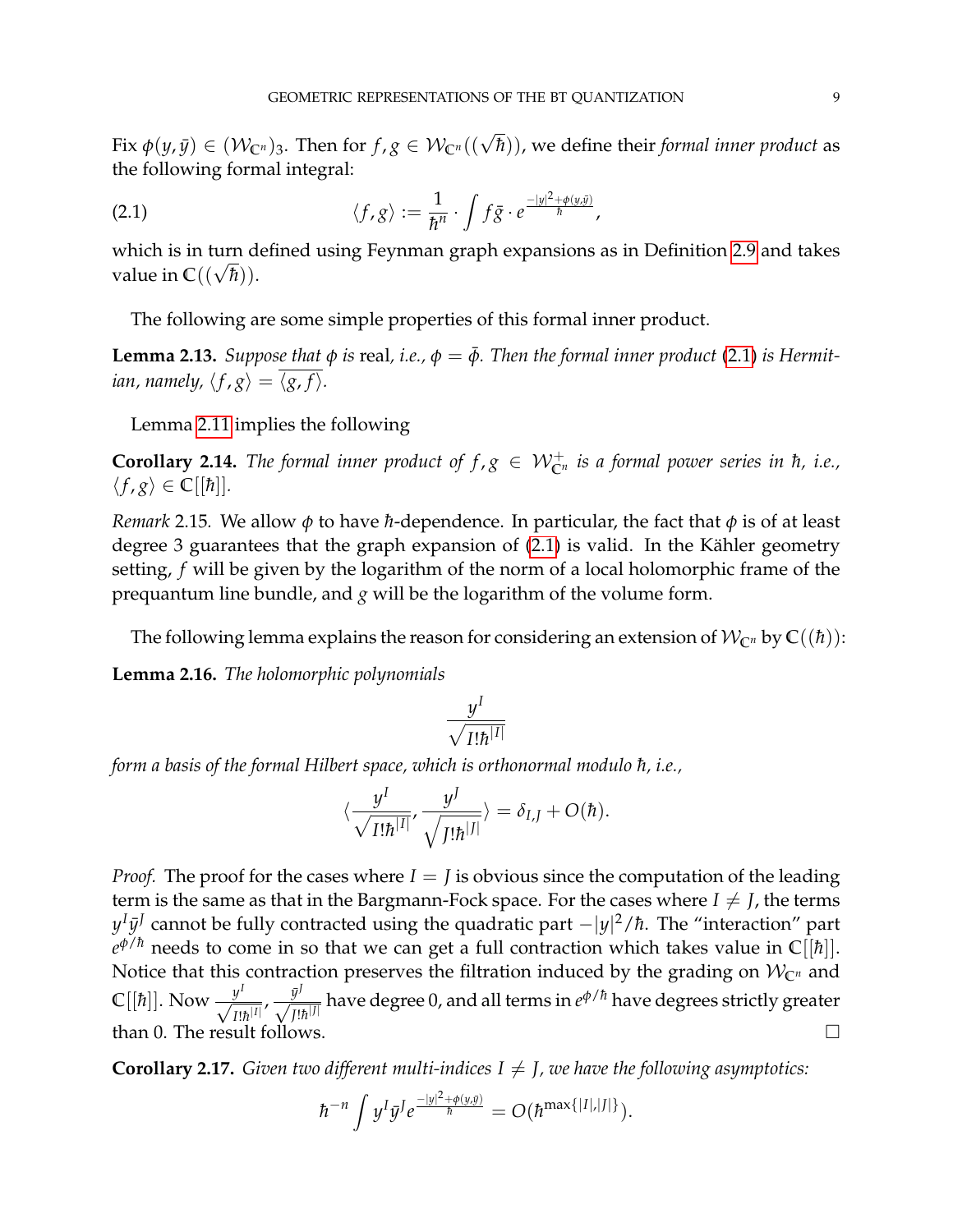Fix $\phi(y,\bar{y}) \in (\mathcal{W}_{\mathbb{C}^n})_3$. Then for $f, g \in \mathcal{W}_{\mathbb{C}^n}((\sqrt{\hbar}))$, we define their *formal inner product* as the following formal integral:

$$\langle f, g \rangle := \frac{1}{\hbar^n} \cdot \int f \bar{g} \cdot e^{\frac{-|y|^2 + \phi(y,\bar{y})}{\hbar}}, \tag{2.1}$$

which is in turn defined using Feynman graph expansions as in Definition 2.9 and takes value in $\mathbb{C}((\sqrt{\hbar}))$.

The following are some simple properties of this formal inner product.

**Lemma 2.13.** *Suppose that $\phi$ is* real*, i.e., $\phi = \bar{\phi}$. Then the formal inner product (2.1) is Hermitian, namely, $\langle f, g \rangle = \overline{\langle g, f \rangle}$.*

Lemma 2.11 implies the following

**Corollary 2.14.** *The formal inner product of $f, g \in \mathcal{W}^+_{\mathbb{C}^n}$ is a formal power series in $\hbar$, i.e., $\langle f, g \rangle \in \mathbb{C}[[\hbar]]$.*

*Remark* 2.15. We allow $\phi$ to have $\hbar$-dependence. In particular, the fact that $\phi$ is of at least degree 3 guarantees that the graph expansion of (2.1) is valid. In the Kähler geometry setting, $f$ will be given by the logarithm of the norm of a local holomorphic frame of the prequantum line bundle, and $g$ will be the logarithm of the volume form.

The following lemma explains the reason for considering an extension of $\mathcal{W}_{\mathbb{C}^n}$ by $\mathbb{C}((\hbar))$:

**Lemma 2.16.** *The holomorphic polynomials*

$$\frac{y^I}{\sqrt{I!\hbar^{|I|}}}$$

*form a basis of the formal Hilbert space, which is orthonormal modulo $\hbar$, i.e.,*

$$\langle \frac{y^I}{\sqrt{I!\hbar^{|I|}}}, \frac{y^J}{\sqrt{J!\hbar^{|J|}}} \rangle = \delta_{I,J} + O(\hbar).$$

*Proof.* The proof for the cases where $I = J$ is obvious since the computation of the leading term is the same as that in the Bargmann-Fock space. For the cases where $I \neq J$, the terms $y^I \bar{y}^J$ cannot be fully contracted using the quadratic part $-|y|^2/\hbar$. The "interaction" part $e^{\phi/\hbar}$ needs to come in so that we can get a full contraction which takes value in $\mathbb{C}[[\hbar]]$. Notice that this contraction preserves the filtration induced by the grading on $\mathcal{W}_{\mathbb{C}^n}$ and $\mathbb{C}[[\hbar]]$. Now $\frac{y^I}{\sqrt{I!\hbar^{|I|}}}, \frac{\bar{y}^J}{\sqrt{J!\hbar^{|J|}}}$ have degree 0, and all terms in $e^{\phi/\hbar}$ have degrees strictly greater than 0. The result follows. $\square$

**Corollary 2.17.** *Given two different multi-indices $I \neq J$, we have the following asymptotics:*

$$\hbar^{-n} \int y^I \bar{y}^J e^{\frac{-|y|^2 + \phi(y,\bar{y})}{\hbar}} = O(\hbar^{\max\{|I|,|J|\}}).$$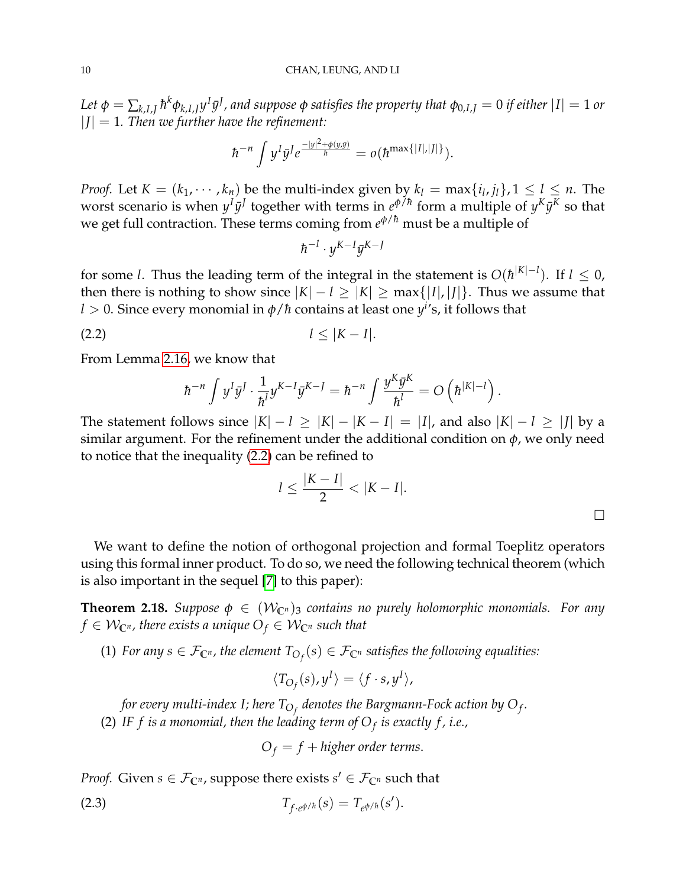*Let $\phi = \sum_{k,I,J} \hbar^k \phi_{k,I,J} y^I \bar{y}^J$, and suppose $\phi$ satisfies the property that $\phi_{0,I,J} = 0$ if either $|I| = 1$ or $|J| = 1$. Then we further have the refinement:*

$$\hbar^{-n} \int y^I \bar{y}^J e^{\frac{-|y|^2 + \phi(y,\bar{y})}{\hbar}} = o(\hbar^{\max\{|I|,|J|\}}).$$

*Proof.* Let $K = (k_1, \cdots, k_n)$ be the multi-index given by $k_l = \max\{i_l, j_l\}, 1 \leq l \leq n$. The worst scenario is when $y^I \bar{y}^J$ together with terms in $e^{\phi/\hbar}$ form a multiple of $y^K \bar{y}^K$ so that we get full contraction. These terms coming from $e^{\phi/\hbar}$ must be a multiple of

$$\hbar^{-l} \cdot y^{K-I} \bar{y}^{K-J}$$

for some $l$. Thus the leading term of the integral in the statement is $O(\hbar^{|K|-l})$. If $l \leq 0$, then there is nothing to show since $|K| - l \geq |K| \geq \max\{|I|, |J|\}$. Thus we assume that $l > 0$. Since every monomial in $\phi/\hbar$ contains at least one $y^i$'s, it follows that

$$l \leq |K - I|. \tag{2.2}$$

From Lemma 2.16, we know that

$$\hbar^{-n} \int y^I \bar{y}^J \cdot \frac{1}{\hbar^l} y^{K-I} \bar{y}^{K-J} = \hbar^{-n} \int \frac{y^K \bar{y}^K}{\hbar^l} = O\left(\hbar^{|K|-l}\right).$$

The statement follows since $|K| - l \geq |K| - |K - I| = |I|$, and also $|K| - l \geq |J|$ by a similar argument. For the refinement under the additional condition on $\phi$, we only need to notice that the inequality (2.2) can be refined to

$$l \leq \frac{|K - I|}{2} < |K - I|.$$

□

We want to define the notion of orthogonal projection and formal Toeplitz operators using this formal inner product. To do so, we need the following technical theorem (which is also important in the sequel [7] to this paper):

**Theorem 2.18.** *Suppose $\phi \in (\mathcal{W}_{\mathbb{C}^n})_3$ contains no purely holomorphic monomials. For any $f \in \mathcal{W}_{\mathbb{C}^n}$, there exists a unique $O_f \in \mathcal{W}_{\mathbb{C}^n}$ such that*

1. *For any $s \in \mathcal{F}_{\mathbb{C}^n}$, the element $T_{O_f}(s) \in \mathcal{F}_{\mathbb{C}^n}$ satisfies the following equalities:*

$$\langle T_{O_f}(s), y^I \rangle = \langle f \cdot s, y^I \rangle,$$

   *for every multi-index $I$; here $T_{O_f}$ denotes the Bargmann-Fock action by $O_f$.*

2. *IF $f$ is a monomial, then the leading term of $O_f$ is exactly $f$, i.e.,*

$$O_f = f + \text{higher order terms}.$$

*Proof.* Given $s \in \mathcal{F}_{\mathbb{C}^n}$, suppose there exists $s' \in \mathcal{F}_{\mathbb{C}^n}$ such that

$$T_{f \cdot e^{\phi/\hbar}}(s) = T_{e^{\phi/\hbar}}(s'). \tag{2.3}$$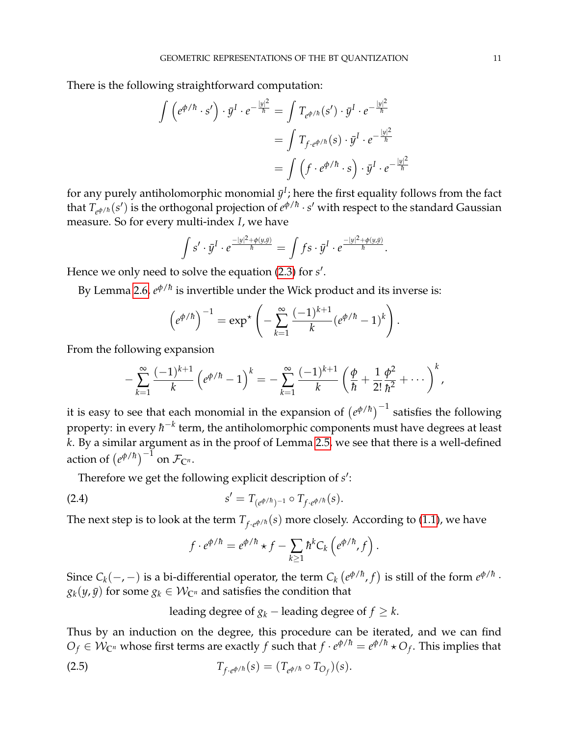There is the following straightforward computation:

$$
\begin{aligned}
\int \left(e^{\phi/\hbar} \cdot s'\right) \cdot \bar{y}^I \cdot e^{-\frac{|y|^2}{\hbar}} &= \int T_{e^{\phi/\hbar}}(s') \cdot \bar{y}^I \cdot e^{-\frac{|y|^2}{\hbar}} \\
&= \int T_{f \cdot e^{\phi/\hbar}}(s) \cdot \bar{y}^I \cdot e^{-\frac{|y|^2}{\hbar}} \\
&= \int \left(f \cdot e^{\phi/\hbar} \cdot s\right) \cdot \bar{y}^I \cdot e^{-\frac{|y|^2}{\hbar}}
\end{aligned}
$$

for any purely antiholomorphic monomial $\bar{y}^I$; here the first equality follows from the fact that $T_{e^{\phi/\hbar}}(s')$ is the orthogonal projection of $e^{\phi/\hbar} \cdot s'$ with respect to the standard Gaussian measure. So for every multi-index $I$, we have

$$
\int s' \cdot \bar{y}^I \cdot e^{\frac{-|y|^2+\phi(y,\bar{y})}{\hbar}} = \int fs \cdot \bar{y}^I \cdot e^{\frac{-|y|^2+\phi(y,\bar{y})}{\hbar}}.
$$

Hence we only need to solve the equation (2.3) for $s'$.

By Lemma 2.6, $e^{\phi/\hbar}$ is invertible under the Wick product and its inverse is:

$$
\left(e^{\phi/\hbar}\right)^{-1} = \exp^\star\left(-\sum_{k=1}^{\infty} \frac{(-1)^{k+1}}{k}(e^{\phi/\hbar}-1)^k\right).
$$

From the following expansion

$$
-\sum_{k=1}^{\infty} \frac{(-1)^{k+1}}{k}\left(e^{\phi/\hbar}-1\right)^k = -\sum_{k=1}^{\infty} \frac{(-1)^{k+1}}{k}\left(\frac{\phi}{\hbar} + \frac{1}{2!}\frac{\phi^2}{\hbar^2} + \cdots\right)^k,
$$

it is easy to see that each monomial in the expansion of $\left(e^{\phi/\hbar}\right)^{-1}$ satisfies the following property: in every $\hbar^{-k}$ term, the antiholomorphic components must have degrees at least $k$. By a similar argument as in the proof of Lemma 2.5, we see that there is a well-defined action of $\left(e^{\phi/\hbar}\right)^{-1}$ on $\mathcal{F}_{\mathbb{C}^n}$.

Therefore we get the following explicit description of $s'$:

$$
s' = T_{(e^{\phi/\hbar})^{-1}} \circ T_{f \cdot e^{\phi/\hbar}}(s). \tag{2.4}
$$

The next step is to look at the term $T_{f \cdot e^{\phi/\hbar}}(s)$ more closely. According to (1.1), we have

$$
f \cdot e^{\phi/\hbar} = e^{\phi/\hbar} \star f - \sum_{k \geq 1} \hbar^k C_k\left(e^{\phi/\hbar}, f\right).
$$

Since $C_k(-,-)$ is a bi-differential operator, the term $C_k\left(e^{\phi/\hbar}, f\right)$ is still of the form $e^{\phi/\hbar} \cdot g_k(y,\bar{y})$ for some $g_k \in \mathcal{W}_{\mathbb{C}^n}$ and satisfies the condition that

$$
\text{leading degree of } g_k - \text{leading degree of } f \geq k.
$$

Thus by an induction on the degree, this procedure can be iterated, and we can find $O_f \in \mathcal{W}_{\mathbb{C}^n}$ whose first terms are exactly $f$ such that $f \cdot e^{\phi/\hbar} = e^{\phi/\hbar} \star O_f$. This implies that

$$
T_{f \cdot e^{\phi/\hbar}}(s) = (T_{e^{\phi/\hbar}} \circ T_{O_f})(s). \tag{2.5}
$$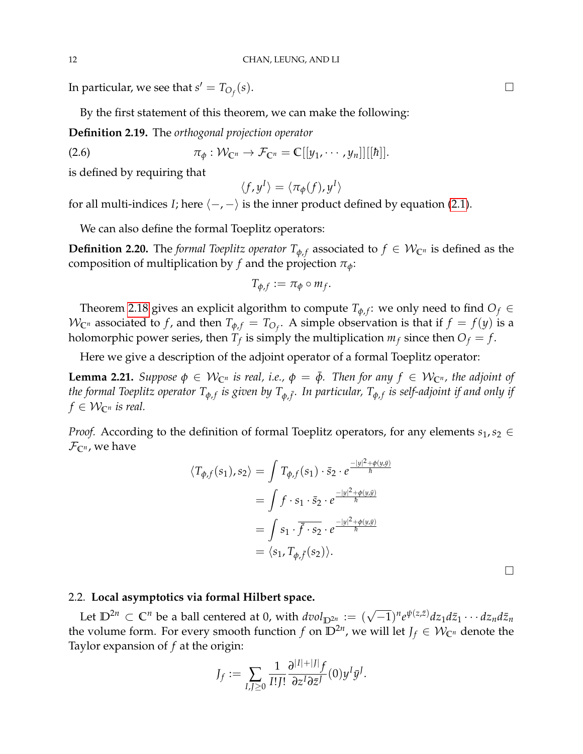In particular, we see that $s' = T_{O_f}(s)$. □

By the first statement of this theorem, we can make the following:

**Definition 2.19.** The *orthogonal projection operator*

$$\pi_\phi : \mathcal{W}_{\mathbb{C}^n} \to \mathcal{F}_{\mathbb{C}^n} = \mathbb{C}[[y_1, \cdots, y_n]][[\hbar]]. \tag{2.6}$$

is defined by requiring that

$$\langle f, y^I \rangle = \langle \pi_\phi(f), y^I \rangle$$

for all multi-indices $I$; here $\langle -, - \rangle$ is the inner product defined by equation (2.1).

We can also define the formal Toeplitz operators:

**Definition 2.20.** The *formal Toeplitz operator* $T_{\phi,f}$ associated to $f \in \mathcal{W}_{\mathbb{C}^n}$ is defined as the composition of multiplication by $f$ and the projection $\pi_\phi$:

$$T_{\phi,f} := \pi_\phi \circ m_f.$$

Theorem 2.18 gives an explicit algorithm to compute $T_{\phi,f}$: we only need to find $O_f \in \mathcal{W}_{\mathbb{C}^n}$ associated to $f$, and then $T_{\phi,f} = T_{O_f}$. A simple observation is that if $f = f(y)$ is a holomorphic power series, then $T_f$ is simply the multiplication $m_f$ since then $O_f = f$.

Here we give a description of the adjoint operator of a formal Toeplitz operator:

**Lemma 2.21.** *Suppose $\phi \in \mathcal{W}_{\mathbb{C}^n}$ is real, i.e., $\phi = \bar{\phi}$. Then for any $f \in \mathcal{W}_{\mathbb{C}^n}$, the adjoint of the formal Toeplitz operator $T_{\phi,f}$ is given by $T_{\phi,\bar{f}}$. In particular, $T_{\phi,f}$ is self-adjoint if and only if $f \in \mathcal{W}_{\mathbb{C}^n}$ is real.*

*Proof.* According to the definition of formal Toeplitz operators, for any elements $s_1, s_2 \in \mathcal{F}_{\mathbb{C}^n}$, we have

$$\begin{aligned}
\langle T_{\phi,f}(s_1), s_2 \rangle &= \int T_{\phi,f}(s_1) \cdot \bar{s}_2 \cdot e^{\frac{-|y|^2 + \phi(y,\bar{y})}{\hbar}} \\
&= \int f \cdot s_1 \cdot \bar{s}_2 \cdot e^{\frac{-|y|^2 + \phi(y,\bar{y})}{\hbar}} \\
&= \int s_1 \cdot \overline{\bar{f} \cdot s_2} \cdot e^{\frac{-|y|^2 + \phi(y,\bar{y})}{\hbar}} \\
&= \langle s_1, T_{\phi,\bar{f}}(s_2) \rangle.
\end{aligned}$$

□

### 2.2. Local asymptotics via formal Hilbert space.

Let $\mathbb{D}^{2n} \subset \mathbb{C}^n$ be a ball centered at 0, with $dvol_{\mathbb{D}^{2n}} := (\sqrt{-1})^n e^{\psi(z,\bar{z})} dz_1 d\bar{z}_1 \cdots dz_n d\bar{z}_n$ the volume form. For every smooth function $f$ on $\mathbb{D}^{2n}$, we will let $J_f \in \mathcal{W}_{\mathbb{C}^n}$ denote the Taylor expansion of $f$ at the origin:

$$J_f := \sum_{I,J \geq 0} \frac{1}{I!J!} \frac{\partial^{|I|+|J|} f}{\partial z^I \partial \bar{z}^J}(0) y^I \bar{y}^J.$$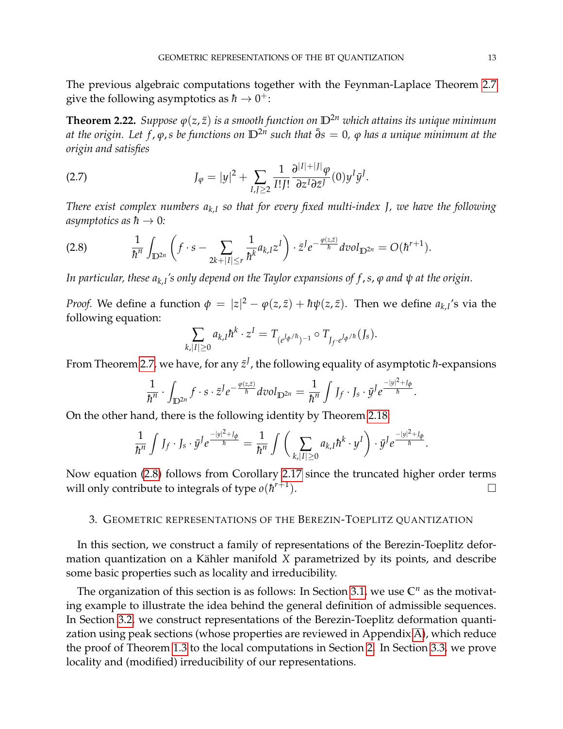The previous algebraic computations together with the Feynman-Laplace Theorem 2.7 give the following asymptotics as $\hbar \to 0^+$:

**Theorem 2.22.** *Suppose $\varphi(z,\bar{z})$ is a smooth function on $\mathbb{D}^{2n}$ which attains its unique minimum at the origin. Let $f, \varphi, s$ be functions on $\mathbb{D}^{2n}$ such that $\bar{\partial} s = 0$, $\varphi$ has a unique minimum at the origin and satisfies*

$$J_\varphi = |y|^2 + \sum_{I,J\geq 2} \frac{1}{I!J!} \frac{\partial^{|I|+|J|}\varphi}{\partial z^I \partial \bar{z}^J}(0) y^I \bar{y}^J. \tag{2.7}$$

*There exist complex numbers $a_{k,I}$ so that for every fixed multi-index $J$, we have the following asymptotics as $\hbar \to 0$:*

$$\frac{1}{\hbar^n} \int_{\mathbb{D}^{2n}} \left( f \cdot s - \sum_{2k+|I|\leq r} \frac{1}{\hbar^k} a_{k,I} z^I \right) \cdot \bar{z}^J e^{-\frac{\varphi(z,\bar{z})}{\hbar}} dvol_{\mathbb{D}^{2n}} = O(\hbar^{r+1}). \tag{2.8}$$

*In particular, these $a_{k,I}$'s only depend on the Taylor expansions of $f, s, \varphi$ and $\psi$ at the origin.*

*Proof.* We define a function $\phi = |z|^2 - \varphi(z,\bar{z}) + \hbar\psi(z,\bar{z})$. Then we define $a_{k,I}$'s via the following equation:

$$\sum_{k,|I|\geq 0} a_{k,I} \hbar^k \cdot z^I = T_{(e^{J_\phi/\hbar})^{-1}} \circ T_{J_f \cdot e^{J_\phi/\hbar}}(J_s).$$

From Theorem 2.7, we have, for any $\bar{z}^J$, the following equality of asymptotic $\hbar$-expansions

$$\frac{1}{\hbar^n} \cdot \int_{\mathbb{D}^{2n}} f \cdot s \cdot \bar{z}^J e^{-\frac{\varphi(z,\bar{z})}{\hbar}} dvol_{\mathbb{D}^{2n}} = \frac{1}{\hbar^n} \int J_f \cdot J_s \cdot \bar{y}^J e^{\frac{-|y|^2 + J_\phi}{\hbar}}.$$

On the other hand, there is the following identity by Theorem 2.18:

$$\frac{1}{\hbar^n} \int J_f \cdot J_s \cdot \bar{y}^J e^{\frac{-|y|^2+J_\phi}{\hbar}} = \frac{1}{\hbar^n} \int \left( \sum_{k,|I|\geq 0} a_{k,I} \hbar^k \cdot y^I \right) \cdot \bar{y}^J e^{\frac{-|y|^2+J_\phi}{\hbar}}.$$

Now equation (2.8) follows from Corollary 2.17 since the truncated higher order terms will only contribute to integrals of type $o(\hbar^{r+1})$. □

## 3. Geometric representations of the Berezin-Toeplitz quantization

In this section, we construct a family of representations of the Berezin-Toeplitz deformation quantization on a Kähler manifold $X$ parametrized by its points, and describe some basic properties such as locality and irreducibility.

The organization of this section is as follows: In Section 3.1, we use $\mathbb{C}^n$ as the motivating example to illustrate the idea behind the general definition of admissible sequences. In Section 3.2, we construct representations of the Berezin-Toeplitz deformation quantization using peak sections (whose properties are reviewed in Appendix A), which reduce the proof of Theorem 1.3 to the local computations in Section 2. In Section 3.3, we prove locality and (modified) irreducibility of our representations.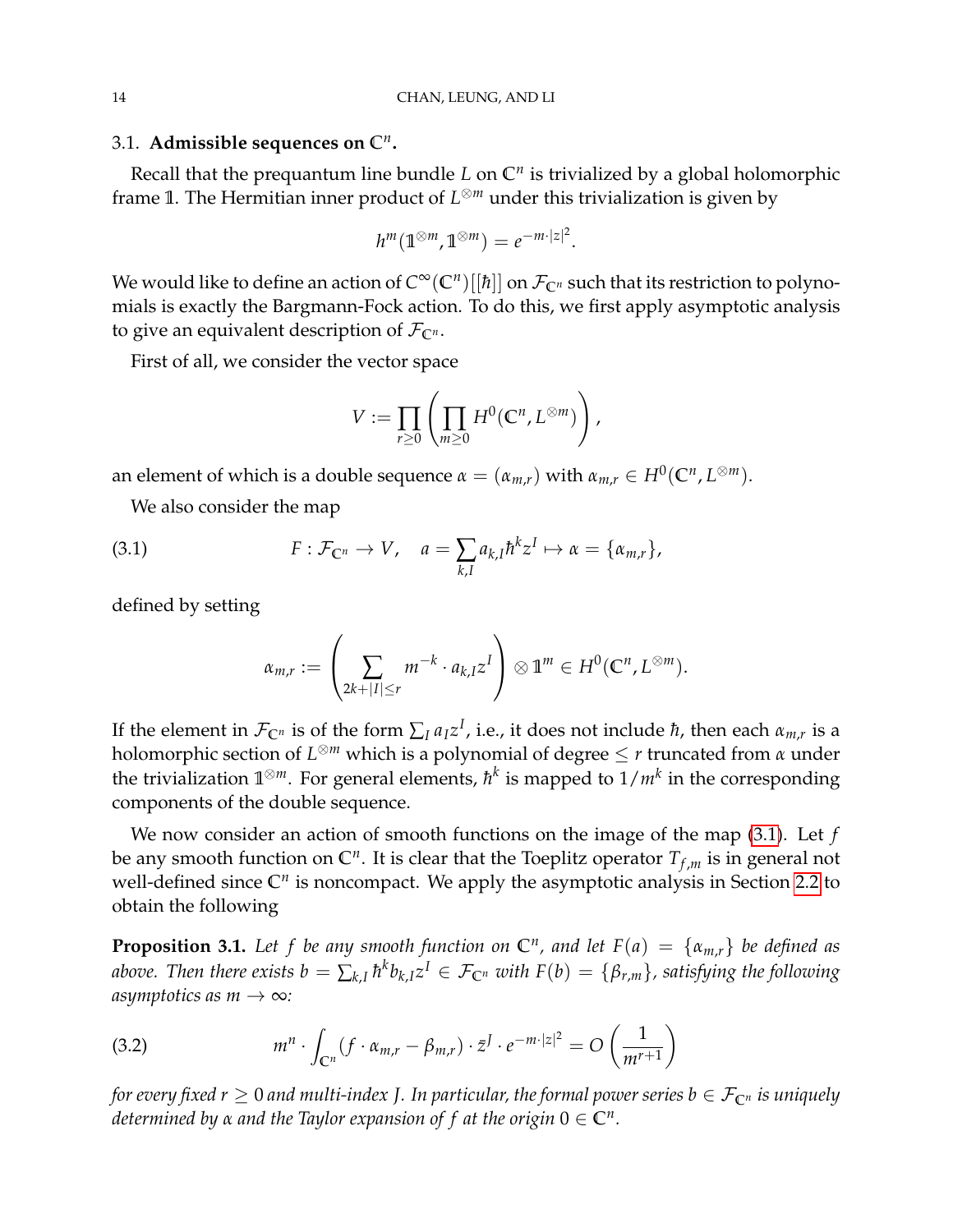### 3.1. Admissible sequences on $\mathbb{C}^n$.

Recall that the prequantum line bundle $L$ on $\mathbb{C}^n$ is trivialized by a global holomorphic frame $\mathbb{1}$. The Hermitian inner product of $L^{\otimes m}$ under this trivialization is given by

$$h^m(\mathbb{1}^{\otimes m}, \mathbb{1}^{\otimes m}) = e^{-m\cdot|z|^2}.$$

We would like to define an action of $C^\infty(\mathbb{C}^n)[[\hbar]]$ on $\mathcal{F}_{\mathbb{C}^n}$ such that its restriction to polynomials is exactly the Bargmann-Fock action. To do this, we first apply asymptotic analysis to give an equivalent description of $\mathcal{F}_{\mathbb{C}^n}$.

First of all, we consider the vector space

$$V := \prod_{r\geq 0}\left(\prod_{m\geq 0} H^0(\mathbb{C}^n, L^{\otimes m})\right),$$

an element of which is a double sequence $\alpha = (\alpha_{m,r})$ with $\alpha_{m,r} \in H^0(\mathbb{C}^n, L^{\otimes m})$.

We also consider the map

$$F : \mathcal{F}_{\mathbb{C}^n} \to V, \quad a = \sum_{k,I} a_{k,I}\hbar^k z^I \mapsto \alpha = \{\alpha_{m,r}\}, \tag{3.1}$$

defined by setting

$$\alpha_{m,r} := \left(\sum_{2k+|I|\leq r} m^{-k}\cdot a_{k,I}z^I\right) \otimes \mathbb{1}^m \in H^0(\mathbb{C}^n, L^{\otimes m}).$$

If the element in $\mathcal{F}_{\mathbb{C}^n}$ is of the form $\sum_I a_I z^I$, i.e., it does not include $\hbar$, then each $\alpha_{m,r}$ is a holomorphic section of $L^{\otimes m}$ which is a polynomial of degree $\leq r$ truncated from $\alpha$ under the trivialization $\mathbb{1}^{\otimes m}$. For general elements, $\hbar^k$ is mapped to $1/m^k$ in the corresponding components of the double sequence.

We now consider an action of smooth functions on the image of the map (3.1). Let $f$ be any smooth function on $\mathbb{C}^n$. It is clear that the Toeplitz operator $T_{f,m}$ is in general not well-defined since $\mathbb{C}^n$ is noncompact. We apply the asymptotic analysis in Section 2.2 to obtain the following

**Proposition 3.1.** *Let $f$ be any smooth function on $\mathbb{C}^n$, and let $F(a) = \{\alpha_{m,r}\}$ be defined as above. Then there exists $b = \sum_{k,I}\hbar^k b_{k,I}z^I \in \mathcal{F}_{\mathbb{C}^n}$ with $F(b) = \{\beta_{r,m}\}$, satisfying the following asymptotics as $m \to \infty$:*

$$m^n \cdot \int_{\mathbb{C}^n} (f\cdot\alpha_{m,r} - \beta_{m,r})\cdot \bar{z}^J \cdot e^{-m\cdot|z|^2} = O\left(\frac{1}{m^{r+1}}\right) \tag{3.2}$$

*for every fixed $r \geq 0$ and multi-index $J$. In particular, the formal power series $b \in \mathcal{F}_{\mathbb{C}^n}$ is uniquely determined by $\alpha$ and the Taylor expansion of $f$ at the origin $0 \in \mathbb{C}^n$.*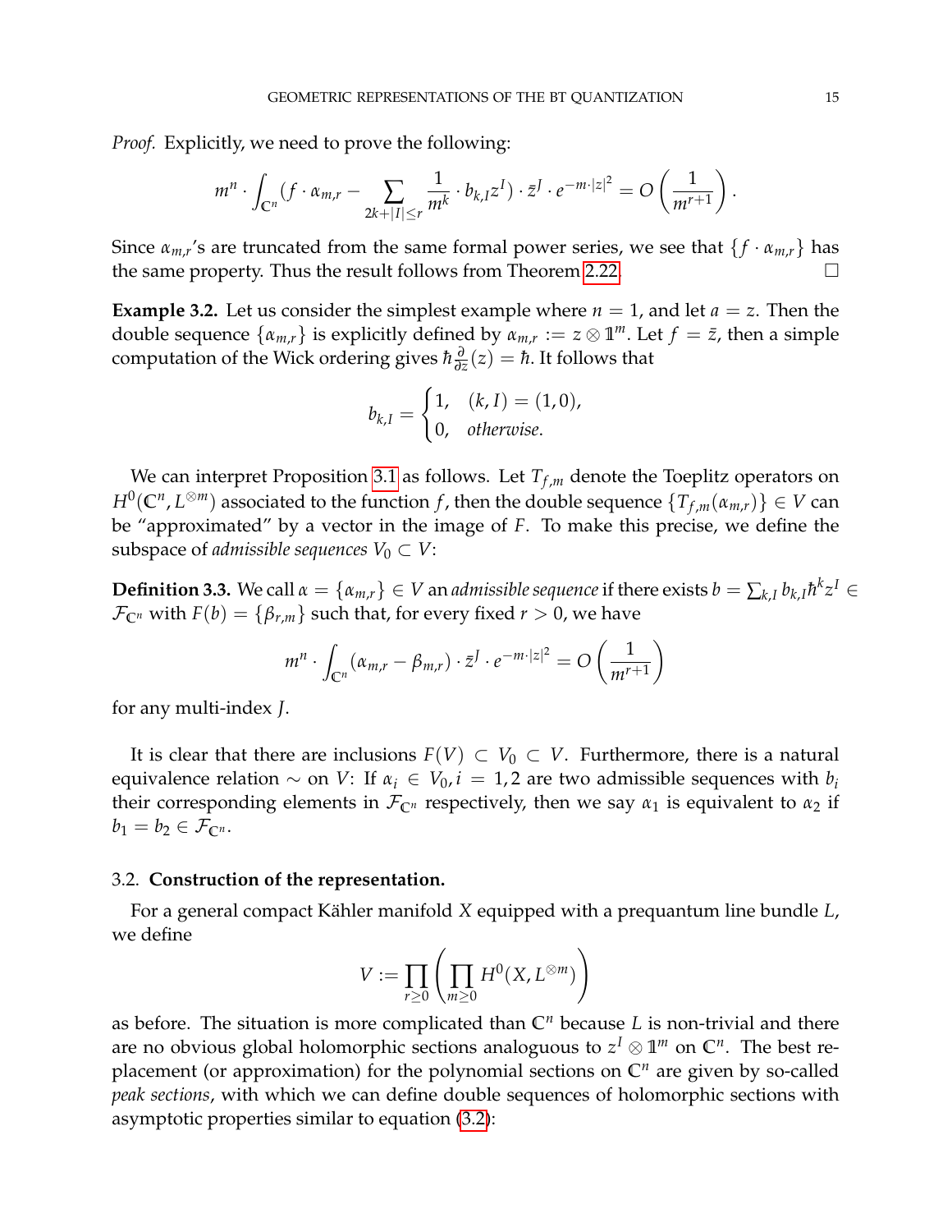*Proof.* Explicitly, we need to prove the following:

$$m^n \cdot \int_{\mathbb{C}^n} (f \cdot \alpha_{m,r} - \sum_{2k+|I| \le r} \frac{1}{m^k} \cdot b_{k,I} z^I) \cdot \bar{z}^J \cdot e^{-m \cdot |z|^2} = O\left(\frac{1}{m^{r+1}}\right).$$

Since $\alpha_{m,r}$'s are truncated from the same formal power series, we see that $\{f \cdot \alpha_{m,r}\}$ has the same property. Thus the result follows from Theorem 2.22. □

**Example 3.2.** Let us consider the simplest example where $n = 1$, and let $a = z$. Then the double sequence $\{\alpha_{m,r}\}$ is explicitly defined by $\alpha_{m,r} := z \otimes \mathbb{1}^m$. Let $f = \bar{z}$, then a simple computation of the Wick ordering gives $\hbar \frac{\partial}{\partial z}(z) = \hbar$. It follows that

$$b_{k,I} = \begin{cases} 1, & (k, I) = (1, 0), \\ 0, & \textit{otherwise}. \end{cases}$$

We can interpret Proposition 3.1 as follows. Let $T_{f,m}$ denote the Toeplitz operators on $H^0(\mathbb{C}^n, L^{\otimes m})$ associated to the function $f$, then the double sequence $\{T_{f,m}(\alpha_{m,r})\} \in V$ can be "approximated" by a vector in the image of $F$. To make this precise, we define the subspace of *admissible sequences* $V_0 \subset V$:

**Definition 3.3.** We call $\alpha = \{\alpha_{m,r}\} \in V$ an *admissible sequence* if there exists $b = \sum_{k,I} b_{k,I} \hbar^k z^I \in \mathcal{F}_{\mathbb{C}^n}$ with $F(b) = \{\beta_{r,m}\}$ such that, for every fixed $r > 0$, we have

$$m^n \cdot \int_{\mathbb{C}^n} (\alpha_{m,r} - \beta_{m,r}) \cdot \bar{z}^J \cdot e^{-m \cdot |z|^2} = O\left(\frac{1}{m^{r+1}}\right)$$

for any multi-index $J$.

It is clear that there are inclusions $F(V) \subset V_0 \subset V$. Furthermore, there is a natural equivalence relation $\sim$ on $V$: If $\alpha_i \in V_0, i = 1, 2$ are two admissible sequences with $b_i$ their corresponding elements in $\mathcal{F}_{\mathbb{C}^n}$ respectively, then we say $\alpha_1$ is equivalent to $\alpha_2$ if $b_1 = b_2 \in \mathcal{F}_{\mathbb{C}^n}$.

### 3.2. **Construction of the representation.**

For a general compact Kähler manifold $X$ equipped with a prequantum line bundle $L$, we define

$$V := \prod_{r \ge 0} \left( \prod_{m \ge 0} H^0(X, L^{\otimes m}) \right)$$

as before. The situation is more complicated than $\mathbb{C}^n$ because $L$ is non-trivial and there are no obvious global holomorphic sections analoguous to $z^I \otimes \mathbb{1}^m$ on $\mathbb{C}^n$. The best replacement (or approximation) for the polynomial sections on $\mathbb{C}^n$ are given by so-called *peak sections*, with which we can define double sequences of holomorphic sections with asymptotic properties similar to equation (3.2):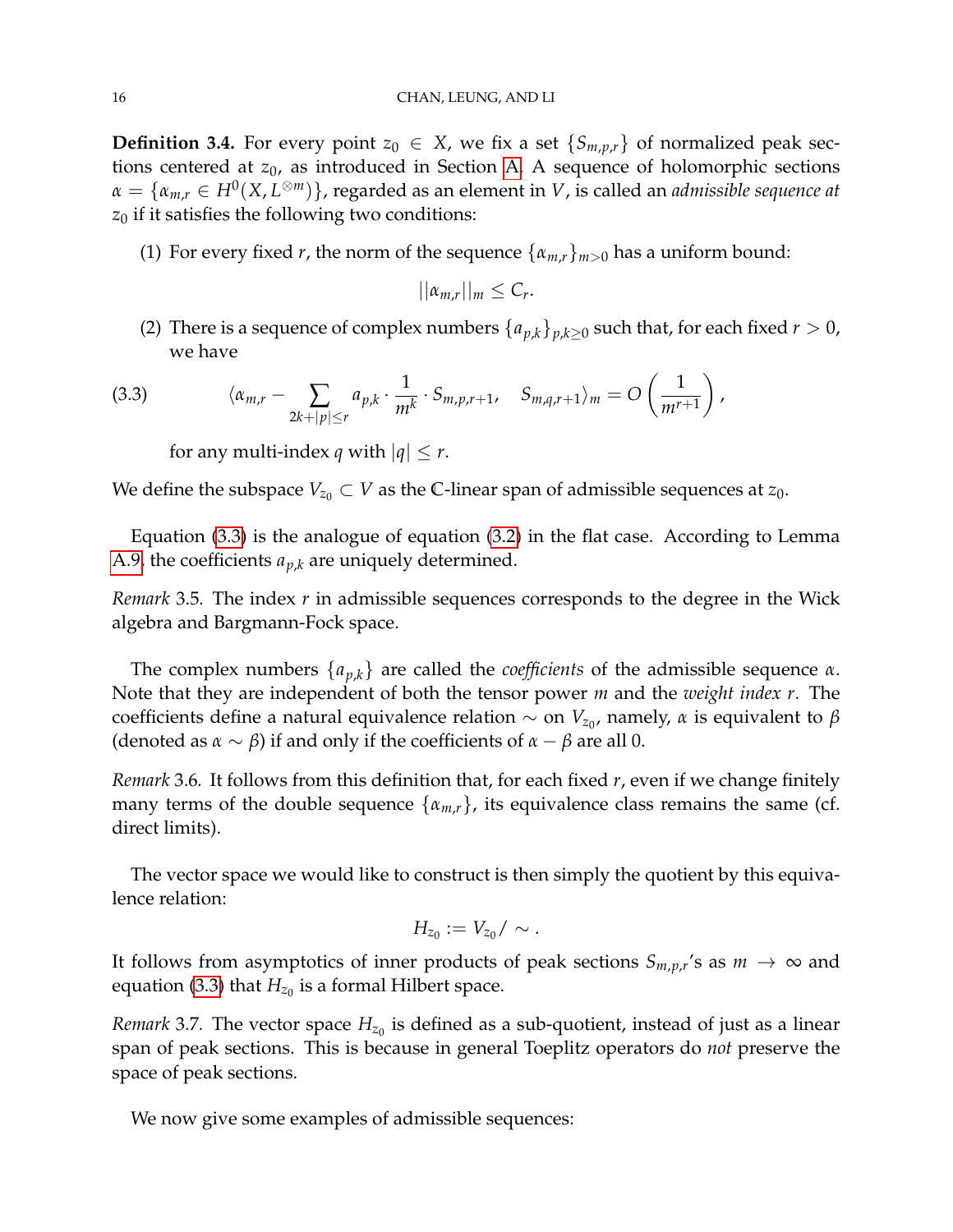**Definition 3.4.** For every point $z_0 \in X$, we fix a set $\{S_{m,p,r}\}$ of normalized peak sections centered at $z_0$, as introduced in Section A. A sequence of holomorphic sections $\alpha = \{\alpha_{m,r} \in H^0(X, L^{\otimes m})\}$, regarded as an element in $V$, is called an *admissible sequence at* $z_0$ if it satisfies the following two conditions:

(1) For every fixed $r$, the norm of the sequence $\{\alpha_{m,r}\}_{m>0}$ has a uniform bound:

$$||\alpha_{m,r}||_m \leq C_r.$$

(2) There is a sequence of complex numbers $\{a_{p,k}\}_{p,k\geq 0}$ such that, for each fixed $r > 0$, we have

$$\langle \alpha_{m,r} - \sum_{2k+|p|\leq r} a_{p,k} \cdot \frac{1}{m^k} \cdot S_{m,p,r+1}, \quad S_{m,q,r+1} \rangle_m = O\left(\frac{1}{m^{r+1}}\right), \tag{3.3}$$

for any multi-index $q$ with $|q| \leq r$.

We define the subspace $V_{z_0} \subset V$ as the $\mathbb{C}$-linear span of admissible sequences at $z_0$.

Equation (3.3) is the analogue of equation (3.2) in the flat case. According to Lemma A.9, the coefficients $a_{p,k}$ are uniquely determined.

*Remark* 3.5. The index $r$ in admissible sequences corresponds to the degree in the Wick algebra and Bargmann-Fock space.

The complex numbers $\{a_{p,k}\}$ are called the *coefficients* of the admissible sequence $\alpha$. Note that they are independent of both the tensor power $m$ and the *weight index* $r$. The coefficients define a natural equivalence relation $\sim$ on $V_{z_0}$, namely, $\alpha$ is equivalent to $\beta$ (denoted as $\alpha \sim \beta$) if and only if the coefficients of $\alpha - \beta$ are all 0.

*Remark* 3.6. It follows from this definition that, for each fixed $r$, even if we change finitely many terms of the double sequence $\{\alpha_{m,r}\}$, its equivalence class remains the same (cf. direct limits).

The vector space we would like to construct is then simply the quotient by this equivalence relation:

$$H_{z_0} := V_{z_0} / \sim.$$

It follows from asymptotics of inner products of peak sections $S_{m,p,r}$'s as $m \to \infty$ and equation (3.3) that $H_{z_0}$ is a formal Hilbert space.

*Remark* 3.7. The vector space $H_{z_0}$ is defined as a sub-quotient, instead of just as a linear span of peak sections. This is because in general Toeplitz operators do *not* preserve the space of peak sections.

We now give some examples of admissible sequences: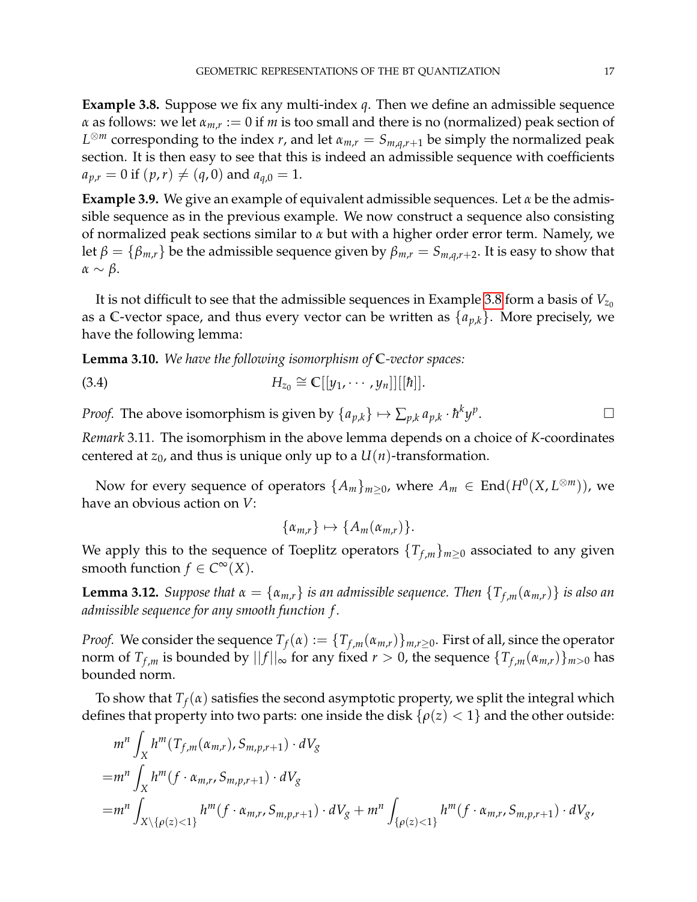**Example 3.8.** Suppose we fix any multi-index $q$. Then we define an admissible sequence $\alpha$ as follows: we let $\alpha_{m,r} := 0$ if $m$ is too small and there is no (normalized) peak section of $L^{\otimes m}$ corresponding to the index $r$, and let $\alpha_{m,r} = S_{m,q,r+1}$ be simply the normalized peak section. It is then easy to see that this is indeed an admissible sequence with coefficients $a_{p,r} = 0$ if $(p,r) \neq (q,0)$ and $a_{q,0} = 1$.

**Example 3.9.** We give an example of equivalent admissible sequences. Let $\alpha$ be the admissible sequence as in the previous example. We now construct a sequence also consisting of normalized peak sections similar to $\alpha$ but with a higher order error term. Namely, we let $\beta = \{\beta_{m,r}\}$ be the admissible sequence given by $\beta_{m,r} = S_{m,q,r+2}$. It is easy to show that $\alpha \sim \beta$.

It is not difficult to see that the admissible sequences in Example 3.8 form a basis of $V_{z_0}$ as a $\mathbb{C}$-vector space, and thus every vector can be written as $\{a_{p,k}\}$. More precisely, we have the following lemma:

**Lemma 3.10.** *We have the following isomorphism of $\mathbb{C}$-vector spaces:*

$$H_{z_0} \cong \mathbb{C}[[y_1, \cdots, y_n]][[\hbar]]. \tag{3.4}$$

*Proof.* The above isomorphism is given by $\{a_{p,k}\} \mapsto \sum_{p,k} a_{p,k} \cdot \hbar^k y^p$. $\square$

*Remark* 3.11. The isomorphism in the above lemma depends on a choice of $K$-coordinates centered at $z_0$, and thus is unique only up to a $U(n)$-transformation.

Now for every sequence of operators $\{A_m\}_{m \geq 0}$, where $A_m \in \mathrm{End}(H^0(X, L^{\otimes m}))$, we have an obvious action on $V$:

$$\{\alpha_{m,r}\} \mapsto \{A_m(\alpha_{m,r})\}.$$

We apply this to the sequence of Toeplitz operators $\{T_{f,m}\}_{m \geq 0}$ associated to any given smooth function $f \in C^\infty(X)$.

**Lemma 3.12.** *Suppose that $\alpha = \{\alpha_{m,r}\}$ is an admissible sequence. Then $\{T_{f,m}(\alpha_{m,r})\}$ is also an admissible sequence for any smooth function $f$.*

*Proof.* We consider the sequence $T_f(\alpha) := \{T_{f,m}(\alpha_{m,r})\}_{m,r \geq 0}$. First of all, since the operator norm of $T_{f,m}$ is bounded by $||f||_\infty$ for any fixed $r > 0$, the sequence $\{T_{f,m}(\alpha_{m,r})\}_{m>0}$ has bounded norm.

To show that $T_f(\alpha)$ satisfies the second asymptotic property, we split the integral which defines that property into two parts: one inside the disk $\{\rho(z) < 1\}$ and the other outside:

$$\begin{aligned}
&m^n \int_X h^m(T_{f,m}(\alpha_{m,r}), S_{m,p,r+1}) \cdot dV_g \\
=&m^n \int_X h^m(f \cdot \alpha_{m,r}, S_{m,p,r+1}) \cdot dV_g \\
=&m^n \int_{X \setminus \{\rho(z)<1\}} h^m(f \cdot \alpha_{m,r}, S_{m,p,r+1}) \cdot dV_g + m^n \int_{\{\rho(z)<1\}} h^m(f \cdot \alpha_{m,r}, S_{m,p,r+1}) \cdot dV_g,
\end{aligned}$$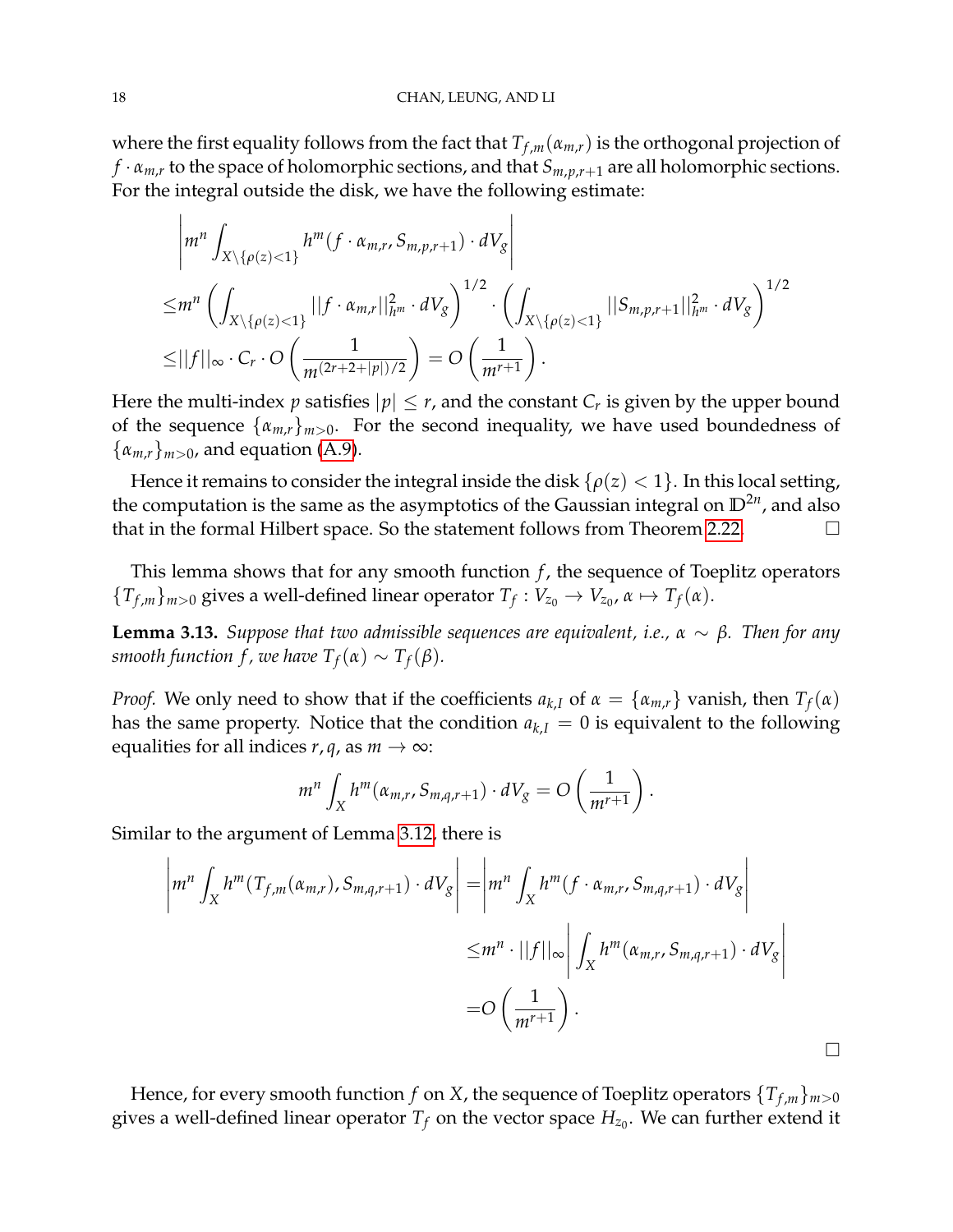where the first equality follows from the fact that $T_{f,m}(\alpha_{m,r})$ is the orthogonal projection of $f \cdot \alpha_{m,r}$ to the space of holomorphic sections, and that $S_{m,p,r+1}$ are all holomorphic sections. For the integral outside the disk, we have the following estimate:

$$
\begin{aligned}
&\left| m^n \int_{X \setminus \{\rho(z)<1\}} h^m(f \cdot \alpha_{m,r}, S_{m,p,r+1}) \cdot dV_g \right| \\
\leq & m^n \left( \int_{X \setminus \{\rho(z)<1\}} ||f \cdot \alpha_{m,r}||^2_{h^m} \cdot dV_g \right)^{1/2} \cdot \left( \int_{X \setminus \{\rho(z)<1\}} ||S_{m,p,r+1}||^2_{h^m} \cdot dV_g \right)^{1/2} \\
\leq & ||f||_\infty \cdot C_r \cdot O\left( \frac{1}{m^{(2r+2+|p|)/2}} \right) = O\left( \frac{1}{m^{r+1}} \right).
\end{aligned}
$$

Here the multi-index $p$ satisfies $|p| \leq r$, and the constant $C_r$ is given by the upper bound of the sequence $\{\alpha_{m,r}\}_{m>0}$. For the second inequality, we have used boundedness of $\{\alpha_{m,r}\}_{m>0}$, and equation (A.9).

Hence it remains to consider the integral inside the disk $\{\rho(z) < 1\}$. In this local setting, the computation is the same as the asymptotics of the Gaussian integral on $\mathbb{D}^{2n}$, and also that in the formal Hilbert space. So the statement follows from Theorem 2.22. □

This lemma shows that for any smooth function $f$, the sequence of Toeplitz operators $\{T_{f,m}\}_{m>0}$ gives a well-defined linear operator $T_f : V_{z_0} \to V_{z_0}$, $\alpha \mapsto T_f(\alpha)$.

**Lemma 3.13.** *Suppose that two admissible sequences are equivalent, i.e., $\alpha \sim \beta$. Then for any smooth function $f$, we have $T_f(\alpha) \sim T_f(\beta)$.*

*Proof.* We only need to show that if the coefficients $a_{k,I}$ of $\alpha = \{\alpha_{m,r}\}$ vanish, then $T_f(\alpha)$ has the same property. Notice that the condition $a_{k,I} = 0$ is equivalent to the following equalities for all indices $r, q$, as $m \to \infty$:

$$
m^n \int_X h^m(\alpha_{m,r}, S_{m,q,r+1}) \cdot dV_g = O\left( \frac{1}{m^{r+1}} \right).
$$

Similar to the argument of Lemma 3.12, there is

$$
\begin{aligned}
\left| m^n \int_X h^m(T_{f,m}(\alpha_{m,r}), S_{m,q,r+1}) \cdot dV_g \right| &= \left| m^n \int_X h^m(f \cdot \alpha_{m,r}, S_{m,q,r+1}) \cdot dV_g \right| \\
&\leq m^n \cdot ||f||_\infty \left| \int_X h^m(\alpha_{m,r}, S_{m,q,r+1}) \cdot dV_g \right| \\
&= O\left( \frac{1}{m^{r+1}} \right).
\end{aligned}
$$

□

Hence, for every smooth function $f$ on $X$, the sequence of Toeplitz operators $\{T_{f,m}\}_{m>0}$ gives a well-defined linear operator $T_f$ on the vector space $H_{z_0}$. We can further extend it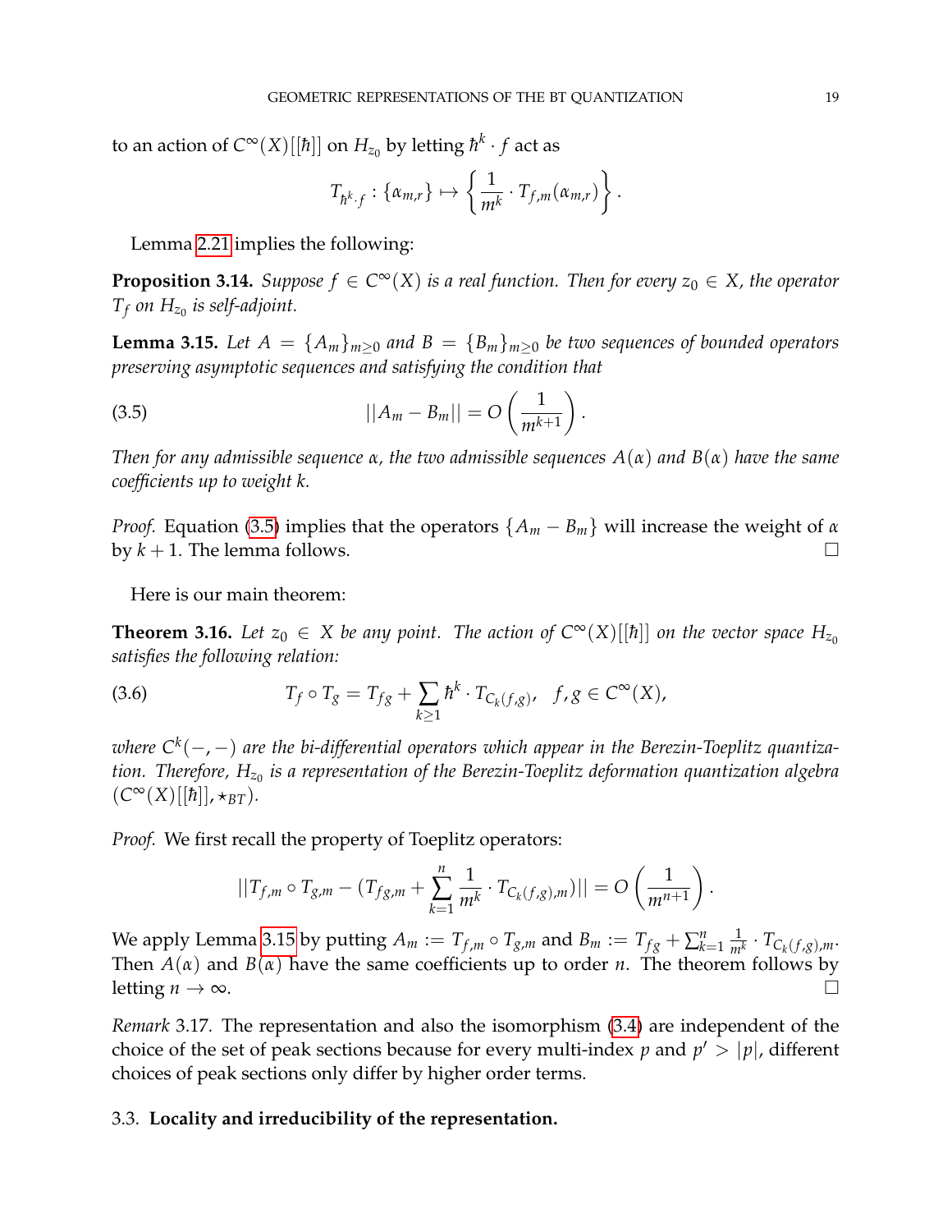to an action of $C^\infty(X)[[\hbar]]$ on $H_{z_0}$ by letting $\hbar^k \cdot f$ act as

$$T_{\hbar^k \cdot f} : \{\alpha_{m,r}\} \mapsto \left\{ \frac{1}{m^k} \cdot T_{f,m}(\alpha_{m,r}) \right\}.$$

Lemma 2.21 implies the following:

**Proposition 3.14.** *Suppose $f \in C^\infty(X)$ is a real function. Then for every $z_0 \in X$, the operator $T_f$ on $H_{z_0}$ is self-adjoint.*

**Lemma 3.15.** *Let $A = \{A_m\}_{m\geq 0}$ and $B = \{B_m\}_{m\geq 0}$ be two sequences of bounded operators preserving asymptotic sequences and satisfying the condition that*

$$||A_m - B_m|| = O\left(\frac{1}{m^{k+1}}\right). \tag{3.5}$$

*Then for any admissible sequence $\alpha$, the two admissible sequences $A(\alpha)$ and $B(\alpha)$ have the same coefficients up to weight $k$.*

*Proof.* Equation (3.5) implies that the operators $\{A_m - B_m\}$ will increase the weight of $\alpha$ by $k+1$. The lemma follows. □

Here is our main theorem:

**Theorem 3.16.** *Let $z_0 \in X$ be any point. The action of $C^\infty(X)[[\hbar]]$ on the vector space $H_{z_0}$ satisfies the following relation:*

$$T_f \circ T_g = T_{fg} + \sum_{k\geq 1} \hbar^k \cdot T_{C_k(f,g)}, \quad f, g \in C^\infty(X), \tag{3.6}$$

*where $C^k(-,-)$ are the bi-differential operators which appear in the Berezin-Toeplitz quantization. Therefore, $H_{z_0}$ is a representation of the Berezin-Toeplitz deformation quantization algebra $(C^\infty(X)[[\hbar]], \star_{BT})$.*

*Proof.* We first recall the property of Toeplitz operators:

$$||T_{f,m} \circ T_{g,m} - (T_{fg,m} + \sum_{k=1}^{n} \frac{1}{m^k} \cdot T_{C_k(f,g),m})|| = O\left(\frac{1}{m^{n+1}}\right).$$

We apply Lemma 3.15 by putting $A_m := T_{f,m} \circ T_{g,m}$ and $B_m := T_{fg} + \sum_{k=1}^{n} \frac{1}{m^k} \cdot T_{C_k(f,g),m}$. Then $A(\alpha)$ and $B(\alpha)$ have the same coefficients up to order $n$. The theorem follows by letting $n \to \infty$. □

*Remark* 3.17. The representation and also the isomorphism (3.4) are independent of the choice of the set of peak sections because for every multi-index $p$ and $p' > |p|$, different choices of peak sections only differ by higher order terms.

### 3.3. **Locality and irreducibility of the representation.**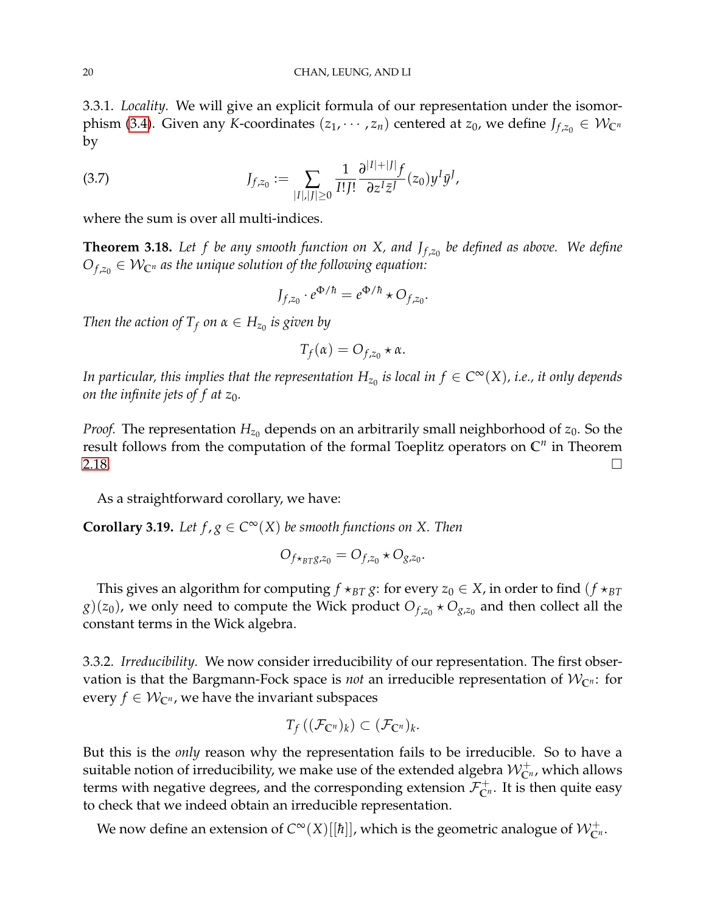3.3.1. *Locality.* We will give an explicit formula of our representation under the isomorphism (3.4). Given any $K$-coordinates $(z_1, \cdots, z_n)$ centered at $z_0$, we define $J_{f,z_0} \in \mathcal{W}_{\mathbb{C}^n}$ by

$$J_{f,z_0} := \sum_{|I|,|J| \geq 0} \frac{1}{I!J!} \frac{\partial^{|I|+|J|} f}{\partial z^I \bar{z}^J}(z_0) y^I \bar{y}^J, \tag{3.7}$$

where the sum is over all multi-indices.

**Theorem 3.18.** *Let $f$ be any smooth function on $X$, and $J_{f,z_0}$ be defined as above. We define $O_{f,z_0} \in \mathcal{W}_{\mathbb{C}^n}$ as the unique solution of the following equation:*

$$J_{f,z_0} \cdot e^{\Phi/\hbar} = e^{\Phi/\hbar} \star O_{f,z_0}.$$

*Then the action of $T_f$ on $\alpha \in H_{z_0}$ is given by*

$$T_f(\alpha) = O_{f,z_0} \star \alpha.$$

*In particular, this implies that the representation $H_{z_0}$ is local in $f \in C^\infty(X)$, i.e., it only depends on the infinite jets of $f$ at $z_0$.*

*Proof.* The representation $H_{z_0}$ depends on an arbitrarily small neighborhood of $z_0$. So the result follows from the computation of the formal Toeplitz operators on $\mathbb{C}^n$ in Theorem 2.18. □

As a straightforward corollary, we have:

**Corollary 3.19.** *Let $f, g \in C^\infty(X)$ be smooth functions on $X$. Then*

$$O_{f \star_{BT} g, z_0} = O_{f,z_0} \star O_{g,z_0}.$$

This gives an algorithm for computing $f \star_{BT} g$: for every $z_0 \in X$, in order to find $(f \star_{BT} g)(z_0)$, we only need to compute the Wick product $O_{f,z_0} \star O_{g,z_0}$ and then collect all the constant terms in the Wick algebra.

3.3.2. *Irreducibility.* We now consider irreducibility of our representation. The first observation is that the Bargmann-Fock space is *not* an irreducible representation of $\mathcal{W}_{\mathbb{C}^n}$: for every $f \in \mathcal{W}_{\mathbb{C}^n}$, we have the invariant subspaces

$$T_f\left((\mathcal{F}_{\mathbb{C}^n})_k\right) \subset (\mathcal{F}_{\mathbb{C}^n})_k.$$

But this is the *only* reason why the representation fails to be irreducible. So to have a suitable notion of irreducibility, we make use of the extended algebra $\mathcal{W}^+_{\mathbb{C}^n}$, which allows terms with negative degrees, and the corresponding extension $\mathcal{F}^+_{\mathbb{C}^n}$. It is then quite easy to check that we indeed obtain an irreducible representation.

We now define an extension of $C^\infty(X)[[\hbar]]$, which is the geometric analogue of $\mathcal{W}^+_{\mathbb{C}^n}$.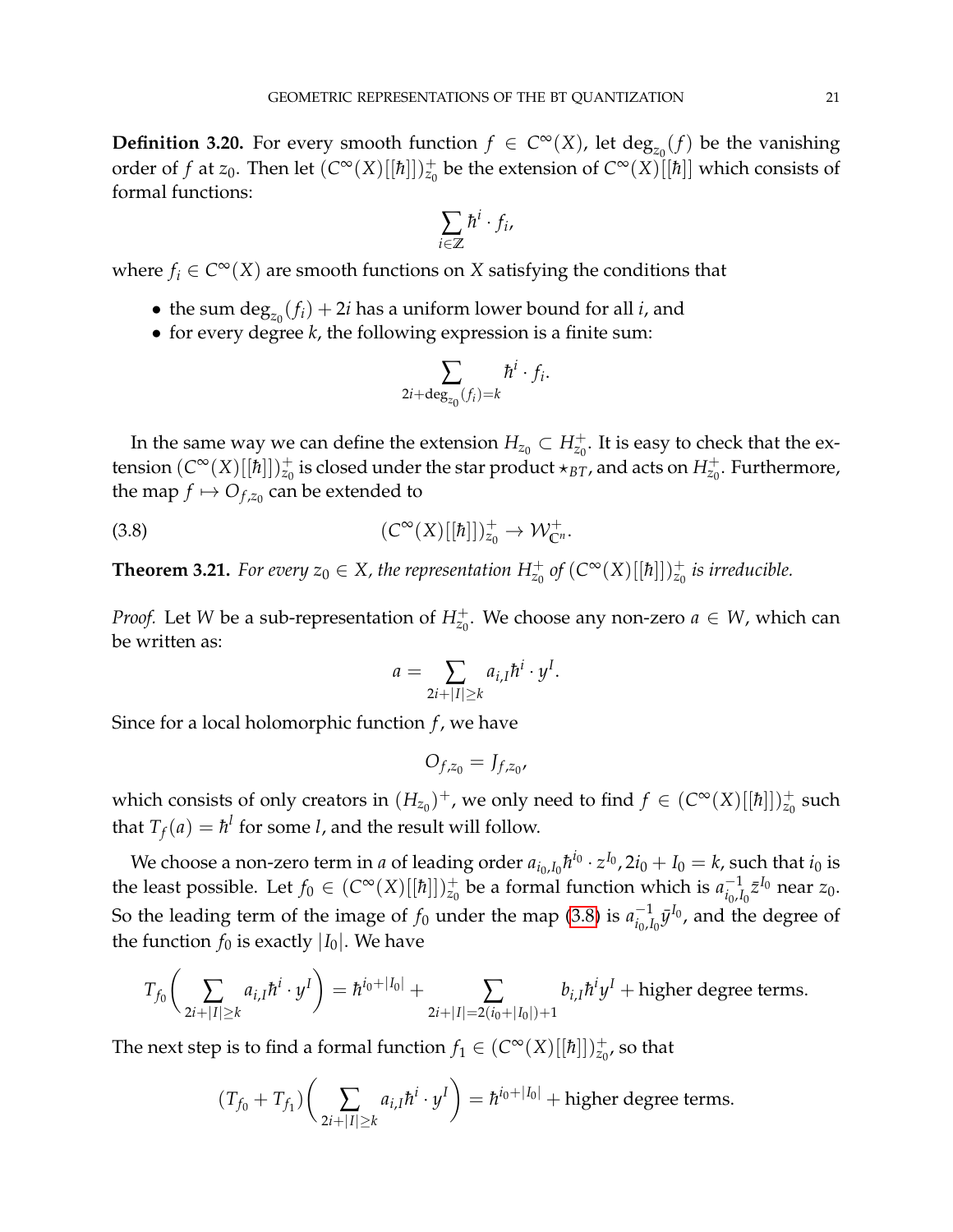**Definition 3.20.** For every smooth function $f \in C^\infty(X)$, let $\deg_{z_0}(f)$ be the vanishing order of $f$ at $z_0$. Then let $(C^\infty(X)[[\hbar]])^+_{z_0}$ be the extension of $C^\infty(X)[[\hbar]]$ which consists of formal functions:

$$\sum_{i\in\mathbb{Z}} \hbar^i \cdot f_i,$$

where $f_i \in C^\infty(X)$ are smooth functions on $X$ satisfying the conditions that

- the sum $\deg_{z_0}(f_i) + 2i$ has a uniform lower bound for all $i$, and
- for every degree $k$, the following expression is a finite sum:

$$\sum_{2i+\deg_{z_0}(f_i)=k} \hbar^i \cdot f_i.$$

In the same way we can define the extension $H_{z_0} \subset H^+_{z_0}$. It is easy to check that the extension $(C^\infty(X)[[\hbar]])^+_{z_0}$ is closed under the star product $\star_{BT}$, and acts on $H^+_{z_0}$. Furthermore, the map $f \mapsto O_{f,z_0}$ can be extended to

$$(C^\infty(X)[[\hbar]])^+_{z_0} \to \mathcal{W}^+_{\mathbb{C}^n}. \tag{3.8}$$

**Theorem 3.21.** *For every $z_0 \in X$, the representation $H^+_{z_0}$ of $(C^\infty(X)[[\hbar]])^+_{z_0}$ is irreducible.*

*Proof.* Let $W$ be a sub-representation of $H^+_{z_0}$. We choose any non-zero $a \in W$, which can be written as:

$$a = \sum_{2i+|I|\geq k} a_{i,I}\hbar^i \cdot y^I.$$

Since for a local holomorphic function $f$, we have

$$O_{f,z_0} = J_{f,z_0},$$

which consists of only creators in $(H_{z_0})^+$, we only need to find $f \in (C^\infty(X)[[\hbar]])^+_{z_0}$ such that $T_f(a) = \hbar^l$ for some $l$, and the result will follow.

We choose a non-zero term in $a$ of leading order $a_{i_0,I_0}\hbar^{i_0} \cdot z^{I_0}, 2i_0 + I_0 = k$, such that $i_0$ is the least possible. Let $f_0 \in (C^\infty(X)[[\hbar]])^+_{z_0}$ be a formal function which is $a^{-1}_{i_0,I_0}\bar{z}^{I_0}$ near $z_0$. So the leading term of the image of $f_0$ under the map (3.8) is $a^{-1}_{i_0,I_0}\bar{y}^{I_0}$, and the degree of the function $f_0$ is exactly $|I_0|$. We have

$$T_{f_0}\bigg(\sum_{2i+|I|\geq k} a_{i,I}\hbar^i \cdot y^I\bigg) = \hbar^{i_0+|I_0|} + \sum_{2i+|I|=2(i_0+|I_0|)+1} b_{i,I}\hbar^i y^I + \text{higher degree terms}.$$

The next step is to find a formal function $f_1 \in (C^\infty(X)[[\hbar]])^+_{z_0}$, so that

$$(T_{f_0} + T_{f_1})\bigg(\sum_{2i+|I|\geq k} a_{i,I}\hbar^i \cdot y^I\bigg) = \hbar^{i_0+|I_0|} + \text{higher degree terms}.$$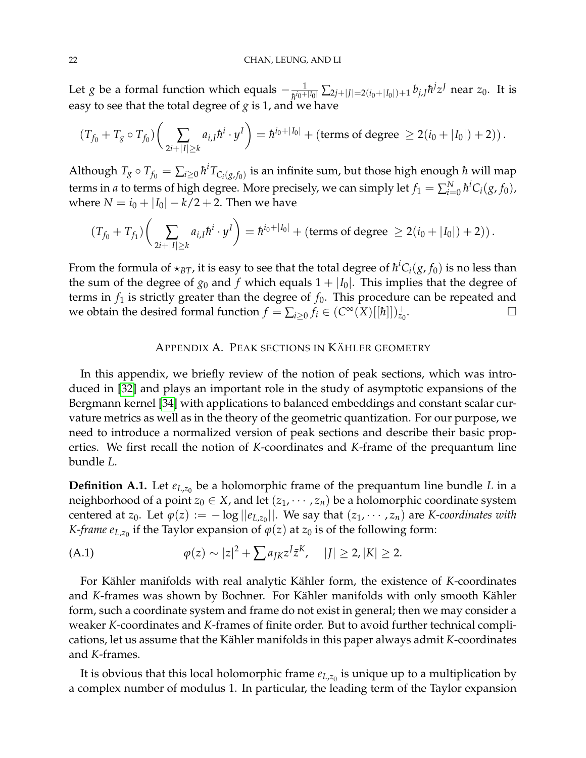Let $g$ be a formal function which equals $-\frac{1}{\hbar^{i_0+|I_0|}}\sum_{2j+|J|=2(i_0+|I_0|)+1} b_{j,J}\hbar^j z^J$ near $z_0$. It is easy to see that the total degree of $g$ is 1, and we have

$$(T_{f_0}+T_g\circ T_{f_0})\bigg(\sum_{2i+|I|\geq k} a_{i,I}\hbar^i\cdot y^I\bigg)=\hbar^{i_0+|I_0|}+(\text{terms of degree }\geq 2(i_0+|I_0|)+2)).$$

Although $T_g\circ T_{f_0}=\sum_{i\geq 0}\hbar^i T_{C_i(g,f_0)}$ is an infinite sum, but those high enough $\hbar$ will map terms in $a$ to terms of high degree. More precisely, we can simply let $f_1=\sum_{i=0}^N \hbar^i C_i(g,f_0)$, where $N=i_0+|I_0|-k/2+2$. Then we have

$$(T_{f_0}+T_{f_1})\bigg(\sum_{2i+|I|\geq k} a_{i,I}\hbar^i\cdot y^I\bigg)=\hbar^{i_0+|I_0|}+(\text{terms of degree }\geq 2(i_0+|I_0|)+2)).$$

From the formula of $\star_{BT}$, it is easy to see that the total degree of $\hbar^i C_i(g,f_0)$ is no less than the sum of the degree of $g_0$ and $f$ which equals $1+|I_0|$. This implies that the degree of terms in $f_1$ is strictly greater than the degree of $f_0$. This procedure can be repeated and we obtain the desired formal function $f=\sum_{i\geq 0} f_i\in (C^\infty(X)[[\hbar]])^+_{z_0}$. $\square$

## Appendix A. Peak sections in Kähler geometry

In this appendix, we briefly review of the notion of peak sections, which was introduced in [32] and plays an important role in the study of asymptotic expansions of the Bergmann kernel [34] with applications to balanced embeddings and constant scalar curvature metrics as well as in the theory of the geometric quantization. For our purpose, we need to introduce a normalized version of peak sections and describe their basic properties. We first recall the notion of $K$-coordinates and $K$-frame of the prequantum line bundle $L$.

**Definition A.1.** Let $e_{L,z_0}$ be a holomorphic frame of the prequantum line bundle $L$ in a neighborhood of a point $z_0\in X$, and let $(z_1,\cdots,z_n)$ be a holomorphic coordinate system centered at $z_0$. Let $\varphi(z):=-\log||e_{L,z_0}||$. We say that $(z_1,\cdots,z_n)$ are *$K$-coordinates with $K$-frame $e_{L,z_0}$* if the Taylor expansion of $\varphi(z)$ at $z_0$ is of the following form:

$$\varphi(z)\sim |z|^2+\sum a_{JK}z^J\bar{z}^K,\quad |J|\geq 2, |K|\geq 2. \tag{A.1}$$

For Kähler manifolds with real analytic Kähler form, the existence of $K$-coordinates and $K$-frames was shown by Bochner. For Kähler manifolds with only smooth Kähler form, such a coordinate system and frame do not exist in general; then we may consider a weaker $K$-coordinates and $K$-frames of finite order. But to avoid further technical complications, let us assume that the Kähler manifolds in this paper always admit $K$-coordinates and $K$-frames.

It is obvious that this local holomorphic frame $e_{L,z_0}$ is unique up to a multiplication by a complex number of modulus 1. In particular, the leading term of the Taylor expansion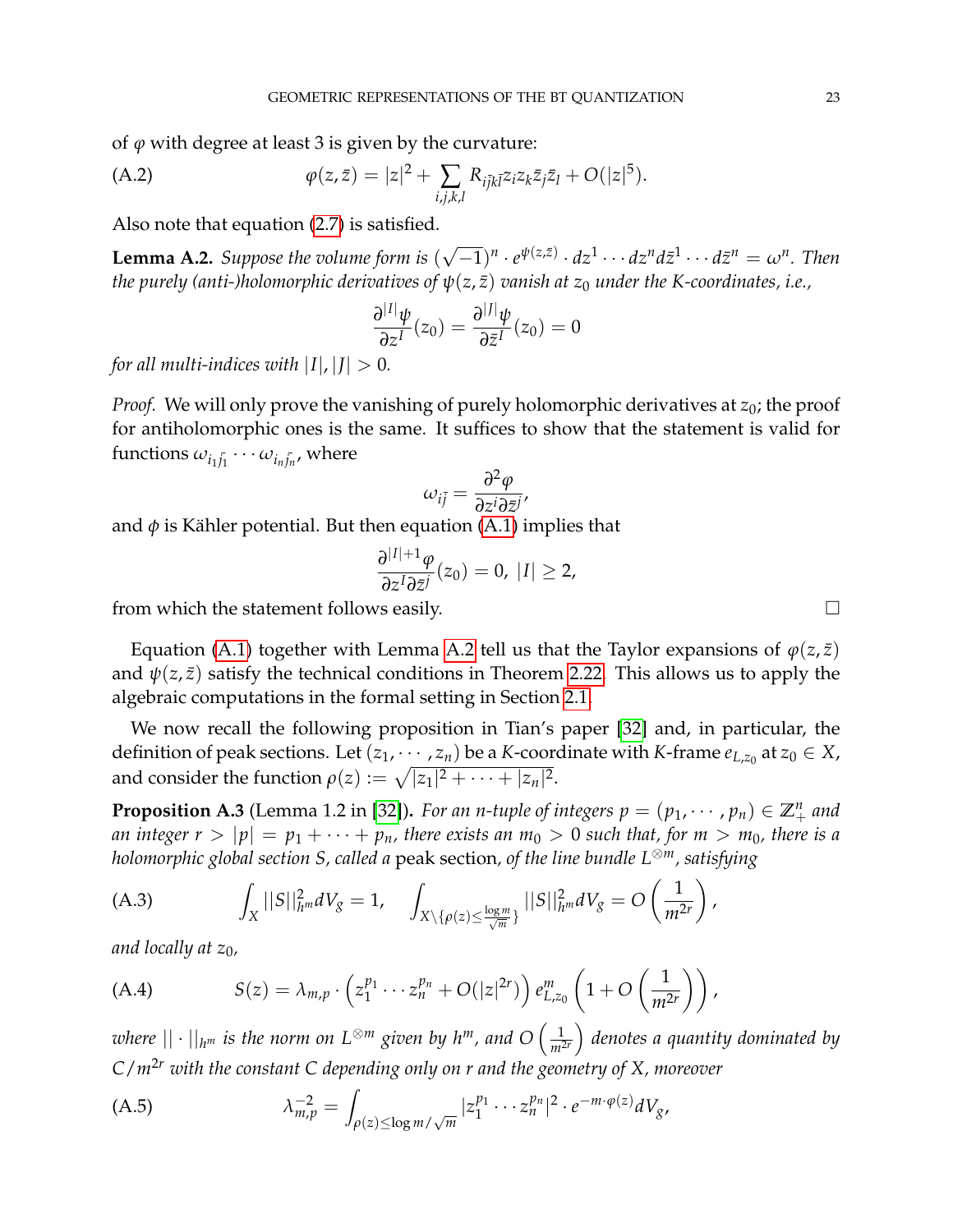of $\varphi$ with degree at least 3 is given by the curvature:

$$\varphi(z,\bar{z}) = |z|^2 + \sum_{i,j,k,l} R_{i\bar{j}k\bar{l}} z_i z_k \bar{z}_j \bar{z}_l + O(|z|^5). \tag{A.2}$$

Also note that equation (2.7) is satisfied.

**Lemma A.2.** *Suppose the volume form is $(\sqrt{-1})^n \cdot e^{\psi(z,\bar{z})} \cdot dz^1 \cdots dz^n d\bar{z}^1 \cdots d\bar{z}^n = \omega^n$. Then the purely (anti-)holomorphic derivatives of $\psi(z,\bar{z})$ vanish at $z_0$ under the K-coordinates, i.e.,*

$$\frac{\partial^{|I|}\psi}{\partial z^I}(z_0) = \frac{\partial^{|J|}\psi}{\partial \bar{z}^J}(z_0) = 0$$

*for all multi-indices with $|I|, |J| > 0$.*

*Proof.* We will only prove the vanishing of purely holomorphic derivatives at $z_0$; the proof for antiholomorphic ones is the same. It suffices to show that the statement is valid for functions $\omega_{i_1\bar{j}_1} \cdots \omega_{i_n\bar{j}_n}$, where

$$\omega_{i\bar{j}} = \frac{\partial^2 \varphi}{\partial z^i \partial \bar{z}^j},$$

and $\phi$ is Kähler potential. But then equation (A.1) implies that

$$\frac{\partial^{|I|+1}\varphi}{\partial z^I \partial \bar{z}^j}(z_0) = 0,\ |I| \geq 2,$$

from which the statement follows easily. $\square$

Equation (A.1) together with Lemma A.2 tell us that the Taylor expansions of $\varphi(z,\bar{z})$ and $\psi(z,\bar{z})$ satisfy the technical conditions in Theorem 2.22. This allows us to apply the algebraic computations in the formal setting in Section 2.1.

We now recall the following proposition in Tian's paper [32] and, in particular, the definition of peak sections. Let $(z_1, \cdots, z_n)$ be a $K$-coordinate with $K$-frame $e_{L,z_0}$ at $z_0 \in X$, and consider the function $\rho(z) := \sqrt{|z_1|^2 + \cdots + |z_n|^2}$.

**Proposition A.3** (Lemma 1.2 in [32])**.** *For an $n$-tuple of integers $p = (p_1, \cdots, p_n) \in \mathbb{Z}_+^n$ and an integer $r > |p| = p_1 + \cdots + p_n$, there exists an $m_0 > 0$ such that, for $m > m_0$, there is a holomorphic global section $S$, called a* peak section, *of the line bundle $L^{\otimes m}$, satisfying*

$$\int_X ||S||_{h^m}^2 dV_g = 1, \quad \int_{X \setminus \{\rho(z) \leq \frac{\log m}{\sqrt{m}}\}} ||S||_{h^m}^2 dV_g = O\left(\frac{1}{m^{2r}}\right), \tag{A.3}$$

*and locally at $z_0$,*

$$S(z) = \lambda_{m,p} \cdot \left(z_1^{p_1} \cdots z_n^{p_n} + O(|z|^{2r})\right) e_{L,z_0}^m \left(1 + O\left(\frac{1}{m^{2r}}\right)\right), \tag{A.4}$$

*where $||\cdot||_{h^m}$ is the norm on $L^{\otimes m}$ given by $h^m$, and $O\left(\frac{1}{m^{2r}}\right)$ denotes a quantity dominated by $C/m^{2r}$ with the constant $C$ depending only on $r$ and the geometry of $X$, moreover*

$$\lambda_{m,p}^{-2} = \int_{\rho(z) \leq \log m/\sqrt{m}} |z_1^{p_1} \cdots z_n^{p_n}|^2 \cdot e^{-m \cdot \varphi(z)} dV_g, \tag{A.5}$$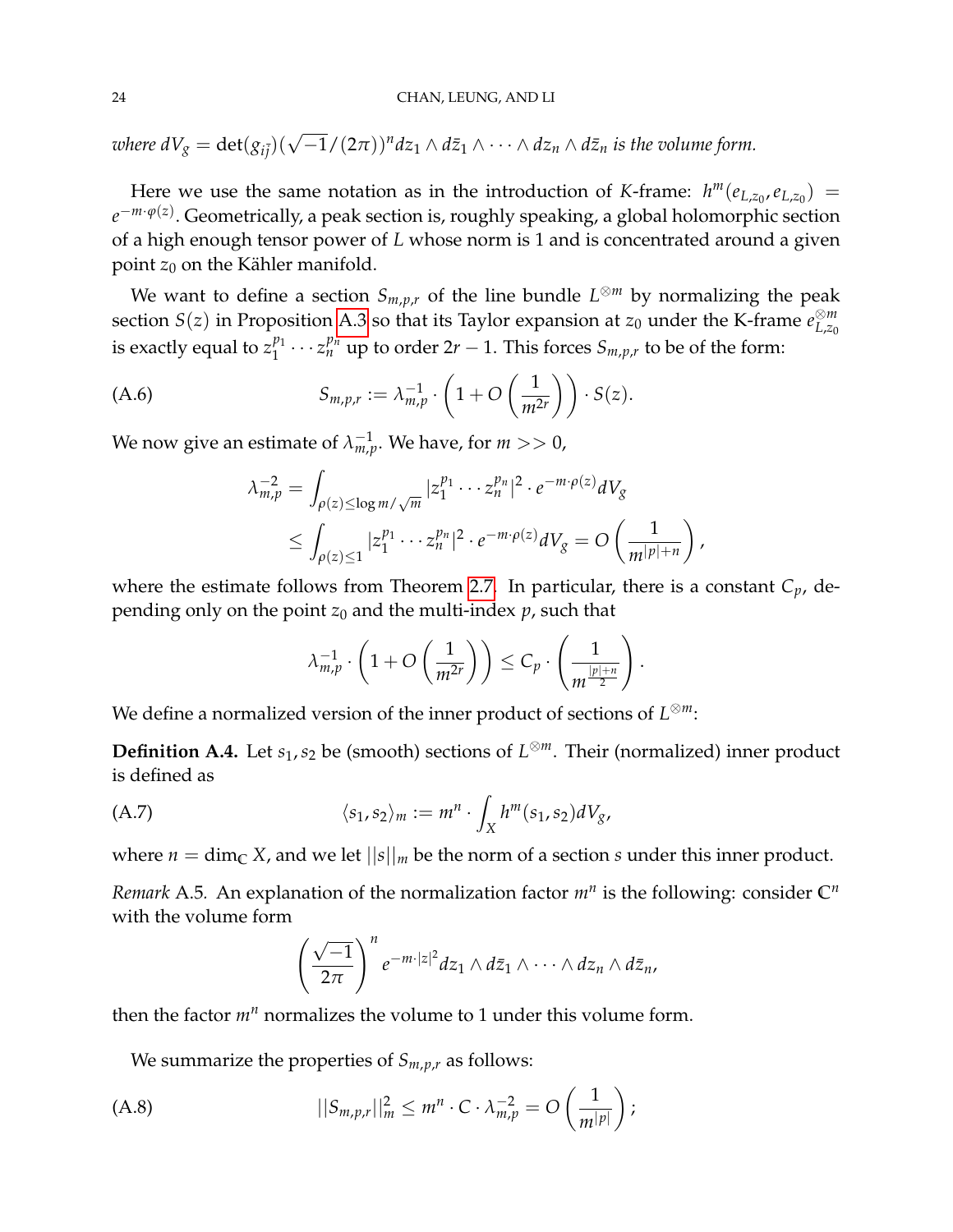*where $dV_g = \det(g_{i\bar{j}})(\sqrt{-1}/(2\pi))^n dz_1 \wedge d\bar{z}_1 \wedge \cdots \wedge dz_n \wedge d\bar{z}_n$ is the volume form.*

Here we use the same notation as in the introduction of $K$-frame: $h^m(e_{L,z_0}, e_{L,z_0}) = e^{-m\cdot\varphi(z)}$. Geometrically, a peak section is, roughly speaking, a global holomorphic section of a high enough tensor power of $L$ whose norm is 1 and is concentrated around a given point $z_0$ on the Kähler manifold.

We want to define a section $S_{m,p,r}$ of the line bundle $L^{\otimes m}$ by normalizing the peak section $S(z)$ in Proposition A.3 so that its Taylor expansion at $z_0$ under the K-frame $e_{L,z_0}^{\otimes m}$ is exactly equal to $z_1^{p_1}\cdots z_n^{p_n}$ up to order $2r-1$. This forces $S_{m,p,r}$ to be of the form:

$$S_{m,p,r} := \lambda_{m,p}^{-1} \cdot \left(1 + O\left(\frac{1}{m^{2r}}\right)\right) \cdot S(z). \tag{A.6}$$

We now give an estimate of $\lambda_{m,p}^{-1}$. We have, for $m >> 0$,

$$\begin{aligned}
\lambda_{m,p}^{-2} &= \int_{\rho(z)\leq \log m/\sqrt{m}} |z_1^{p_1}\cdots z_n^{p_n}|^2 \cdot e^{-m\cdot\rho(z)} dV_g \\
&\leq \int_{\rho(z)\leq 1} |z_1^{p_1}\cdots z_n^{p_n}|^2 \cdot e^{-m\cdot\rho(z)} dV_g = O\left(\frac{1}{m^{|p|+n}}\right),
\end{aligned}$$

where the estimate follows from Theorem 2.7. In particular, there is a constant $C_p$, depending only on the point $z_0$ and the multi-index $p$, such that

$$\lambda_{m,p}^{-1} \cdot \left(1 + O\left(\frac{1}{m^{2r}}\right)\right) \leq C_p \cdot \left(\frac{1}{m^{\frac{|p|+n}{2}}}\right).$$

We define a normalized version of the inner product of sections of $L^{\otimes m}$:

**Definition A.4.** Let $s_1, s_2$ be (smooth) sections of $L^{\otimes m}$. Their (normalized) inner product is defined as

$$\langle s_1, s_2\rangle_m := m^n \cdot \int_X h^m(s_1, s_2) dV_g, \tag{A.7}$$

where $n = \dim_{\mathbb{C}} X$, and we let $||s||_m$ be the norm of a section $s$ under this inner product.

*Remark* A.5. An explanation of the normalization factor $m^n$ is the following: consider $\mathbb{C}^n$ with the volume form

$$\left(\frac{\sqrt{-1}}{2\pi}\right)^n e^{-m\cdot|z|^2} dz_1 \wedge d\bar{z}_1 \wedge \cdots \wedge dz_n \wedge d\bar{z}_n,$$

then the factor $m^n$ normalizes the volume to 1 under this volume form.

We summarize the properties of $S_{m,p,r}$ as follows:

$$||S_{m,p,r}||_m^2 \leq m^n \cdot C \cdot \lambda_{m,p}^{-2} = O\left(\frac{1}{m^{|p|}}\right); \tag{A.8}$$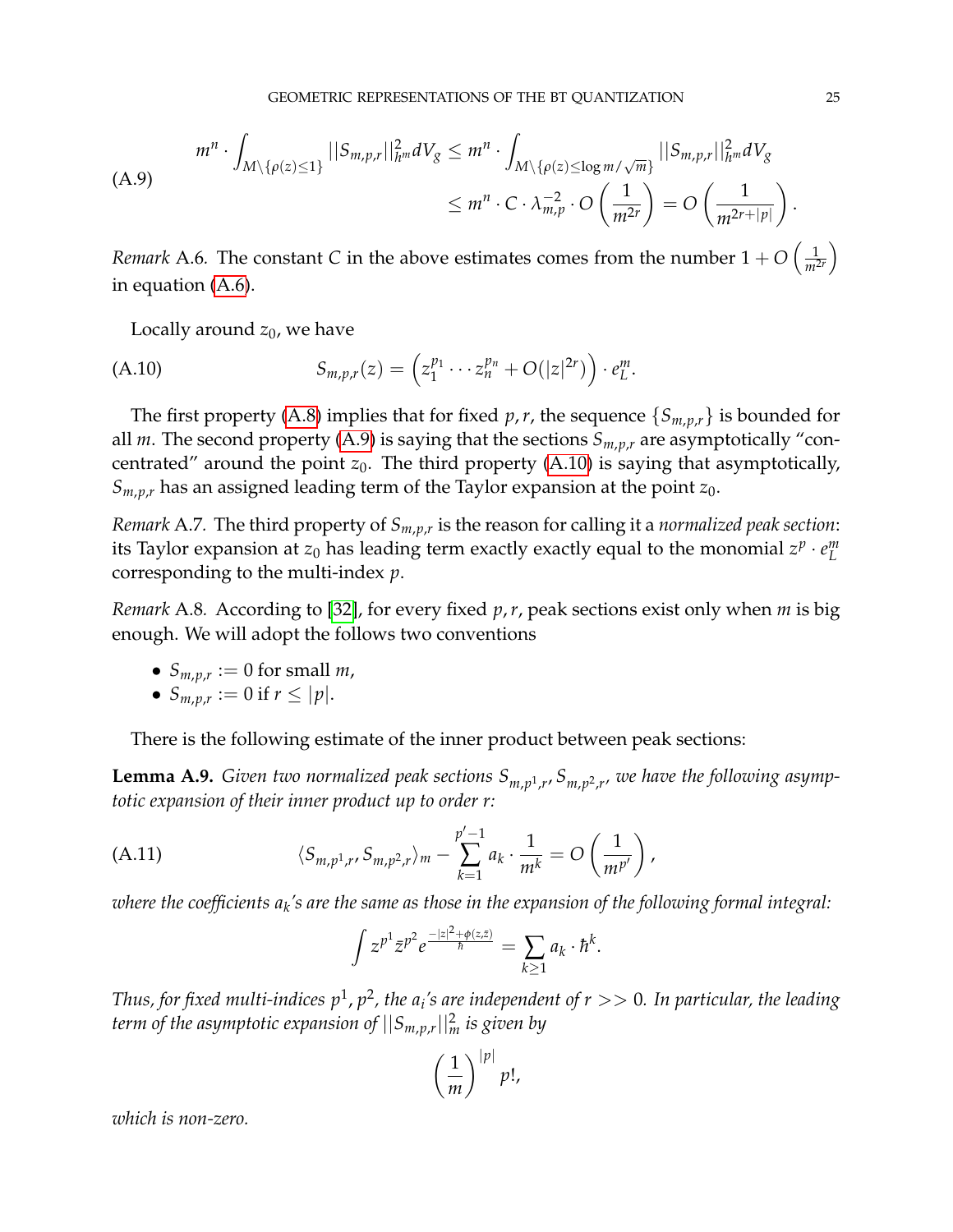$$
\begin{aligned}
\text{(A.9)} \qquad m^n \cdot \int_{M \setminus \{\rho(z) \le 1\}} ||S_{m,p,r}||^2_{h^m} dV_g &\le m^n \cdot \int_{M \setminus \{\rho(z) \le \log m / \sqrt{m}\}} ||S_{m,p,r}||^2_{h^m} dV_g \\
&\le m^n \cdot C \cdot \lambda_{m,p}^{-2} \cdot O\left(\frac{1}{m^{2r}}\right) = O\left(\frac{1}{m^{2r+|p|}}\right).
\end{aligned}
$$

*Remark* A.6. The constant $C$ in the above estimates comes from the number $1 + O\left(\frac{1}{m^{2r}}\right)$ in equation (A.6).

Locally around $z_0$, we have

$$
S_{m,p,r}(z) = \left(z_1^{p_1} \cdots z_n^{p_n} + O(|z|^{2r})\right) \cdot e_L^m. \tag{A.10}
$$

The first property (A.8) implies that for fixed $p, r$, the sequence $\{S_{m,p,r}\}$ is bounded for all $m$. The second property (A.9) is saying that the sections $S_{m,p,r}$ are asymptotically "concentrated" around the point $z_0$. The third property (A.10) is saying that asymptotically, $S_{m,p,r}$ has an assigned leading term of the Taylor expansion at the point $z_0$.

*Remark* A.7. The third property of $S_{m,p,r}$ is the reason for calling it a *normalized peak section*: its Taylor expansion at $z_0$ has leading term exactly exactly equal to the monomial $z^p \cdot e_L^m$ corresponding to the multi-index $p$.

*Remark* A.8. According to [32], for every fixed $p, r$, peak sections exist only when $m$ is big enough. We will adopt the follows two conventions

- $S_{m,p,r} := 0$ for small $m$,
- $S_{m,p,r} := 0$ if $r \le |p|$.

There is the following estimate of the inner product between peak sections:

**Lemma A.9.** *Given two normalized peak sections $S_{m,p^1,r}, S_{m,p^2,r}$, we have the following asymptotic expansion of their inner product up to order $r$:*

$$
\langle S_{m,p^1,r}, S_{m,p^2,r} \rangle_m - \sum_{k=1}^{p'-1} a_k \cdot \frac{1}{m^k} = O\left(\frac{1}{m^{p'}}\right), \tag{A.11}
$$

*where the coefficients $a_k$'s are the same as those in the expansion of the following formal integral:*

$$
\int z^{p^1} \bar{z}^{p^2} e^{\frac{-|z|^2 + \phi(z,\bar{z})}{\hbar}} = \sum_{k \ge 1} a_k \cdot \hbar^k.
$$

*Thus, for fixed multi-indices $p^1, p^2$, the $a_i$'s are independent of $r >> 0$. In particular, the leading term of the asymptotic expansion of $||S_{m,p,r}||^2_m$ is given by*

$$
\left(\frac{1}{m}\right)^{|p|} p!,
$$

*which is non-zero.*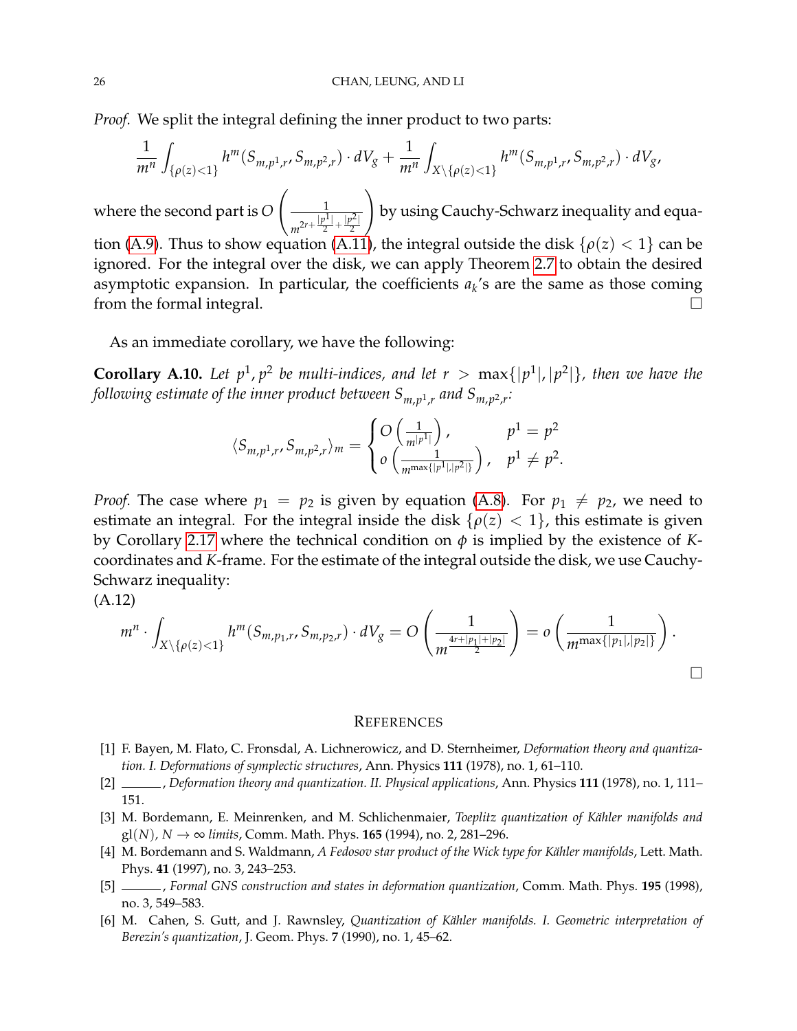*Proof.* We split the integral defining the inner product to two parts:

$$\frac{1}{m^n}\int_{\{\rho(z)<1\}} h^m(S_{m,p^1,r}, S_{m,p^2,r})\cdot dV_g + \frac{1}{m^n}\int_{X\setminus\{\rho(z)<1\}} h^m(S_{m,p^1,r}, S_{m,p^2,r})\cdot dV_g,$$

where the second part is $O\left(\frac{1}{m^{2r+\frac{|p^1|}{2}+\frac{|p^2|}{2}}}\right)$ by using Cauchy-Schwarz inequality and equation (A.9). Thus to show equation (A.11), the integral outside the disk $\{\rho(z)<1\}$ can be ignored. For the integral over the disk, we can apply Theorem 2.7 to obtain the desired asymptotic expansion. In particular, the coefficients $a_k$'s are the same as those coming from the formal integral. □

As an immediate corollary, we have the following:

**Corollary A.10.** *Let $p^1, p^2$ be multi-indices, and let $r > \max\{|p^1|, |p^2|\}$, then we have the following estimate of the inner product between $S_{m,p^1,r}$ and $S_{m,p^2,r}$:*

$$\langle S_{m,p^1,r}, S_{m,p^2,r}\rangle_m = \begin{cases} O\left(\frac{1}{m^{|p^1|}}\right), & p^1 = p^2 \\ o\left(\frac{1}{m^{\max\{|p^1|,|p^2|\}}}\right), & p^1 \neq p^2. \end{cases}$$

*Proof.* The case where $p_1 = p_2$ is given by equation (A.8). For $p_1 \neq p_2$, we need to estimate an integral. For the integral inside the disk $\{\rho(z) < 1\}$, this estimate is given by Corollary 2.17 where the technical condition on $\phi$ is implied by the existence of $K$-coordinates and $K$-frame. For the estimate of the integral outside the disk, we use Cauchy-Schwarz inequality:

(A.12)

$$m^n \cdot \int_{X\setminus\{\rho(z)<1\}} h^m(S_{m,p_1,r}, S_{m,p_2,r})\cdot dV_g = O\left(\frac{1}{m^{\frac{4r+|p_1|+|p_2|}{2}}}\right) = o\left(\frac{1}{m^{\max\{|p_1|,|p_2|\}}}\right).$$

□

## References

[1] F. Bayen, M. Flato, C. Fronsdal, A. Lichnerowicz, and D. Sternheimer, *Deformation theory and quantization. I. Deformations of symplectic structures*, Ann. Physics **111** (1978), no. 1, 61–110.

[2] ______, *Deformation theory and quantization. II. Physical applications*, Ann. Physics **111** (1978), no. 1, 111–151.

[3] M. Bordemann, E. Meinrenken, and M. Schlichenmaier, *Toeplitz quantization of Kähler manifolds and* $\mathrm{gl}(N)$, $N \to \infty$ *limits*, Comm. Math. Phys. **165** (1994), no. 2, 281–296.

[4] M. Bordemann and S. Waldmann, *A Fedosov star product of the Wick type for Kähler manifolds*, Lett. Math. Phys. **41** (1997), no. 3, 243–253.

[5] ______, *Formal GNS construction and states in deformation quantization*, Comm. Math. Phys. **195** (1998), no. 3, 549–583.

[6] M. Cahen, S. Gutt, and J. Rawnsley, *Quantization of Kähler manifolds. I. Geometric interpretation of Berezin's quantization*, J. Geom. Phys. **7** (1990), no. 1, 45–62.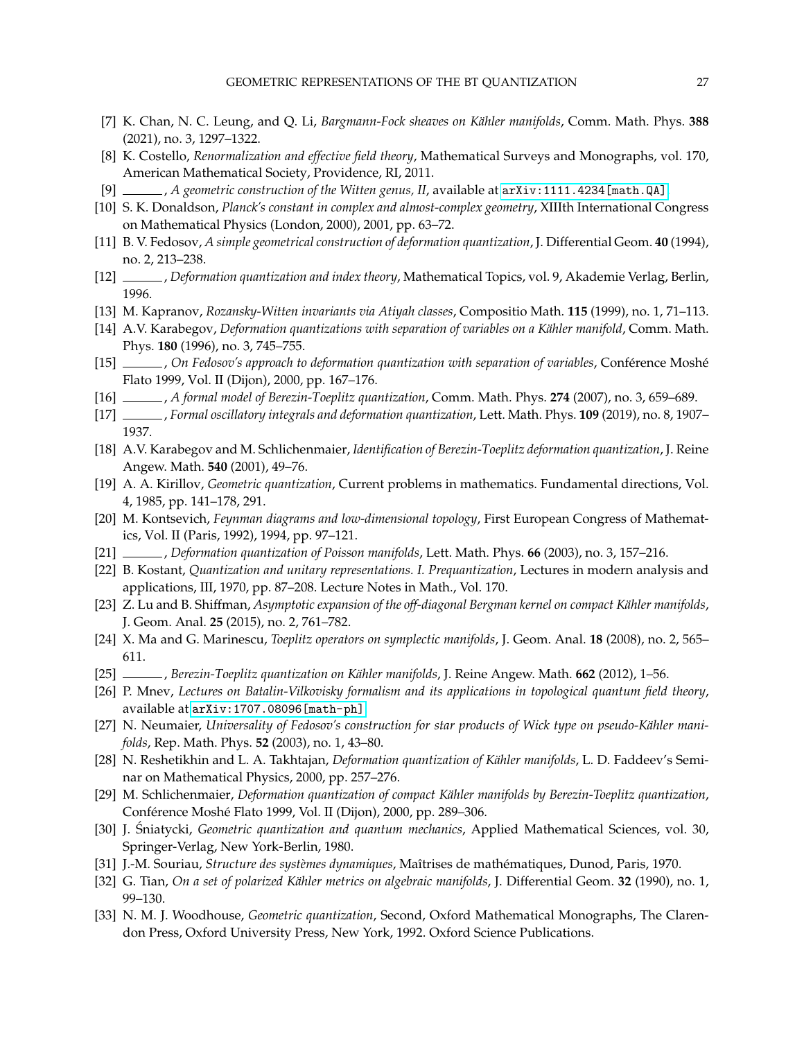[7] K. Chan, N. C. Leung, and Q. Li, *Bargmann-Fock sheaves on Kähler manifolds*, Comm. Math. Phys. **388** (2021), no. 3, 1297–1322.

[8] K. Costello, *Renormalization and effective field theory*, Mathematical Surveys and Monographs, vol. 170, American Mathematical Society, Providence, RI, 2011.

[9] ______ , *A geometric construction of the Witten genus, II*, available at arXiv:1111.4234[math.QA].

[10] S. K. Donaldson, *Planck's constant in complex and almost-complex geometry*, XIIIth International Congress on Mathematical Physics (London, 2000), 2001, pp. 63–72.

[11] B. V. Fedosov, *A simple geometrical construction of deformation quantization*, J. Differential Geom. **40** (1994), no. 2, 213–238.

[12] ______ , *Deformation quantization and index theory*, Mathematical Topics, vol. 9, Akademie Verlag, Berlin, 1996.

[13] M. Kapranov, *Rozansky-Witten invariants via Atiyah classes*, Compositio Math. **115** (1999), no. 1, 71–113.

[14] A.V. Karabegov, *Deformation quantizations with separation of variables on a Kähler manifold*, Comm. Math. Phys. **180** (1996), no. 3, 745–755.

[15] ______ , *On Fedosov's approach to deformation quantization with separation of variables*, Conférence Moshé Flato 1999, Vol. II (Dijon), 2000, pp. 167–176.

[16] ______ , *A formal model of Berezin-Toeplitz quantization*, Comm. Math. Phys. **274** (2007), no. 3, 659–689.

[17] ______ , *Formal oscillatory integrals and deformation quantization*, Lett. Math. Phys. **109** (2019), no. 8, 1907–1937.

[18] A.V. Karabegov and M. Schlichenmaier, *Identification of Berezin-Toeplitz deformation quantization*, J. Reine Angew. Math. **540** (2001), 49–76.

[19] A. A. Kirillov, *Geometric quantization*, Current problems in mathematics. Fundamental directions, Vol. 4, 1985, pp. 141–178, 291.

[20] M. Kontsevich, *Feynman diagrams and low-dimensional topology*, First European Congress of Mathematics, Vol. II (Paris, 1992), 1994, pp. 97–121.

[21] ______ , *Deformation quantization of Poisson manifolds*, Lett. Math. Phys. **66** (2003), no. 3, 157–216.

[22] B. Kostant, *Quantization and unitary representations. I. Prequantization*, Lectures in modern analysis and applications, III, 1970, pp. 87–208. Lecture Notes in Math., Vol. 170.

[23] Z. Lu and B. Shiffman, *Asymptotic expansion of the off-diagonal Bergman kernel on compact Kähler manifolds*, J. Geom. Anal. **25** (2015), no. 2, 761–782.

[24] X. Ma and G. Marinescu, *Toeplitz operators on symplectic manifolds*, J. Geom. Anal. **18** (2008), no. 2, 565–611.

[25] ______ , *Berezin-Toeplitz quantization on Kähler manifolds*, J. Reine Angew. Math. **662** (2012), 1–56.

[26] P. Mnev, *Lectures on Batalin-Vilkovisky formalism and its applications in topological quantum field theory*, available at arXiv:1707.08096[math-ph].

[27] N. Neumaier, *Universality of Fedosov's construction for star products of Wick type on pseudo-Kähler manifolds*, Rep. Math. Phys. **52** (2003), no. 1, 43–80.

[28] N. Reshetikhin and L. A. Takhtajan, *Deformation quantization of Kähler manifolds*, L. D. Faddeev's Seminar on Mathematical Physics, 2000, pp. 257–276.

[29] M. Schlichenmaier, *Deformation quantization of compact Kähler manifolds by Berezin-Toeplitz quantization*, Conférence Moshé Flato 1999, Vol. II (Dijon), 2000, pp. 289–306.

[30] J. Śniatycki, *Geometric quantization and quantum mechanics*, Applied Mathematical Sciences, vol. 30, Springer-Verlag, New York-Berlin, 1980.

[31] J.-M. Souriau, *Structure des systèmes dynamiques*, Maîtrises de mathématiques, Dunod, Paris, 1970.

[32] G. Tian, *On a set of polarized Kähler metrics on algebraic manifolds*, J. Differential Geom. **32** (1990), no. 1, 99–130.

[33] N. M. J. Woodhouse, *Geometric quantization*, Second, Oxford Mathematical Monographs, The Clarendon Press, Oxford University Press, New York, 1992. Oxford Science Publications.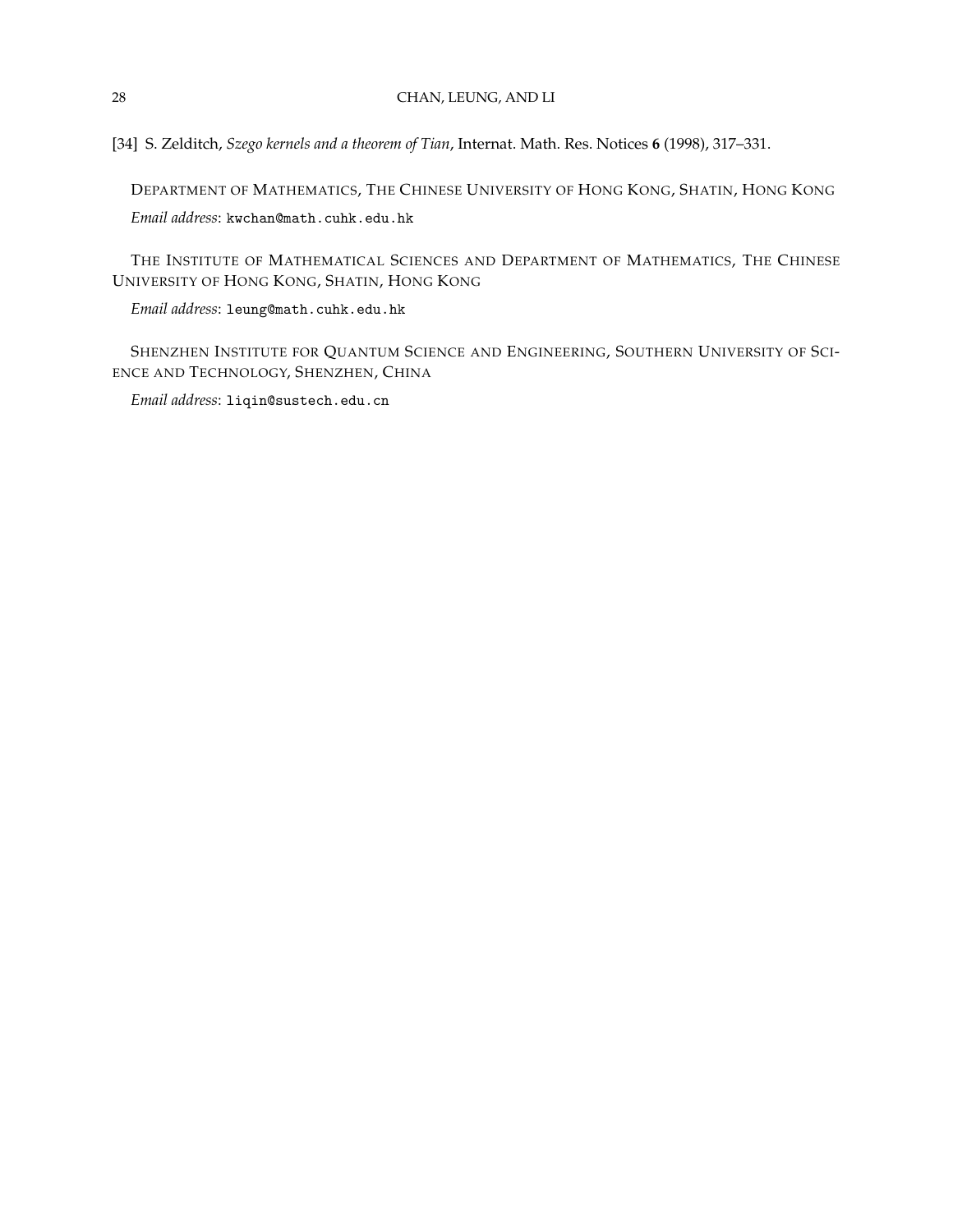[34] S. Zelditch, *Szego kernels and a theorem of Tian*, Internat. Math. Res. Notices **6** (1998), 317–331.

Department of Mathematics, The Chinese University of Hong Kong, Shatin, Hong Kong

*Email address*: kwchan@math.cuhk.edu.hk

The Institute of Mathematical Sciences and Department of Mathematics, The Chinese University of Hong Kong, Shatin, Hong Kong

*Email address*: leung@math.cuhk.edu.hk

Shenzhen Institute for Quantum Science and Engineering, Southern University of Science and Technology, Shenzhen, China

*Email address*: liqin@sustech.edu.cn